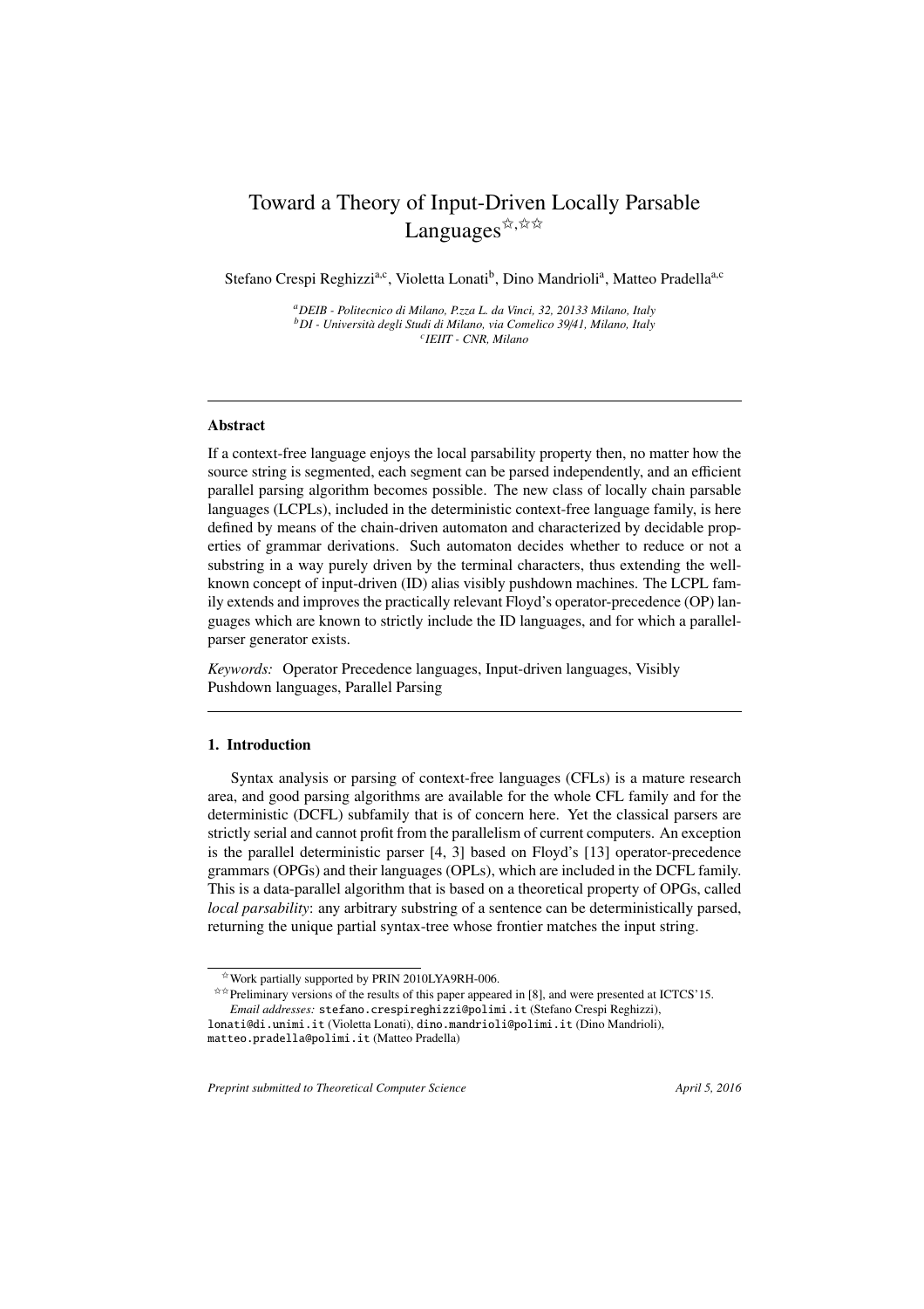# Toward a Theory of Input-Driven Locally Parsable Languages[☆,☆☆]

Stefano Crespi Reghizzi[a,c], Violetta Lonati[b], Dino Mandrioli[a], Matteo Pradella[a,c]

[a] *DEIB - Politecnico di Milano, P.zza L. da Vinci, 32, 20133 Milano, Italy*
[b] *DI - Università degli Studi di Milano, via Comelico 39/41, Milano, Italy*
[c] *IEIIT - CNR, Milano*

---

## Abstract

If a context-free language enjoys the local parsability property then, no matter how the source string is segmented, each segment can be parsed independently, and an efficient parallel parsing algorithm becomes possible. The new class of locally chain parsable languages (LCPLs), included in the deterministic context-free language family, is here defined by means of the chain-driven automaton and characterized by decidable properties of grammar derivations. Such automaton decides whether to reduce or not a substring in a way purely driven by the terminal characters, thus extending the well-known concept of input-driven (ID) alias visibly pushdown machines. The LCPL family extends and improves the practically relevant Floyd's operator-precedence (OP) languages which are known to strictly include the ID languages, and for which a parallel-parser generator exists.

*Keywords:* Operator Precedence languages, Input-driven languages, Visibly Pushdown languages, Parallel Parsing

---

## 1. Introduction

Syntax analysis or parsing of context-free languages (CFLs) is a mature research area, and good parsing algorithms are available for the whole CFL family and for the deterministic (DCFL) subfamily that is of concern here. Yet the classical parsers are strictly serial and cannot profit from the parallelism of current computers. An exception is the parallel deterministic parser [4, 3] based on Floyd's [13] operator-precedence grammars (OPGs) and their languages (OPLs), which are included in the DCFL family. This is a data-parallel algorithm that is based on a theoretical property of OPGs, called *local parsability*: any arbitrary substring of a sentence can be deterministically parsed, returning the unique partial syntax-tree whose frontier matches the input string.

---

[☆] Work partially supported by PRIN 2010LYA9RH-006.

[☆☆] Preliminary versions of the results of this paper appeared in [8], and were presented at ICTCS'15.

*Email addresses:* stefano.crespireghizzi@polimi.it (Stefano Crespi Reghizzi), lonati@di.unimi.it (Violetta Lonati), dino.mandrioli@polimi.it (Dino Mandrioli), matteo.pradella@polimi.it (Matteo Pradella)

*Preprint submitted to Theoretical Computer Science* — *April 5, 2016*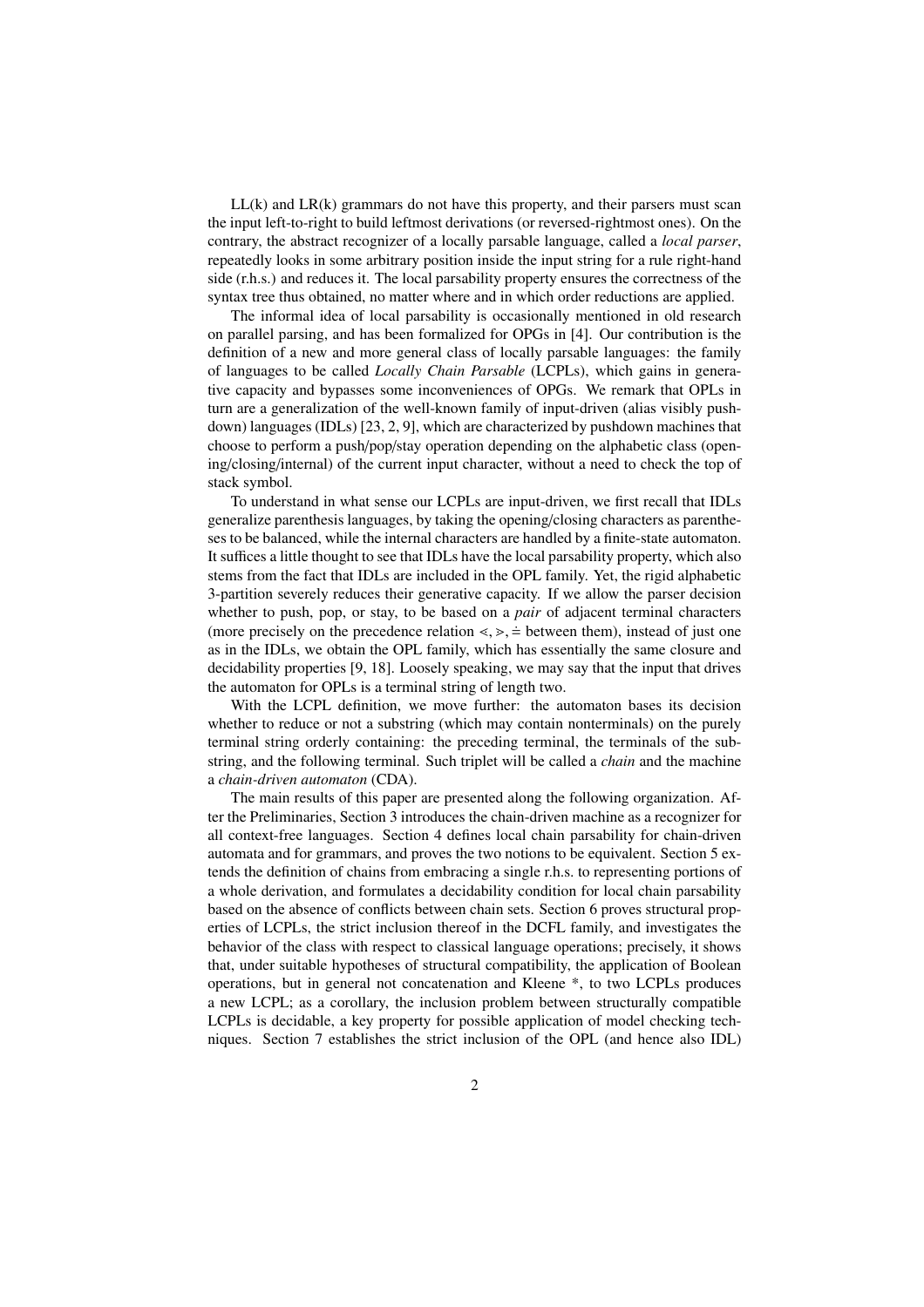LL(k) and LR(k) grammars do not have this property, and their parsers must scan the input left-to-right to build leftmost derivations (or reversed-rightmost ones). On the contrary, the abstract recognizer of a locally parsable language, called a *local parser*, repeatedly looks in some arbitrary position inside the input string for a rule right-hand side (r.h.s.) and reduces it. The local parsability property ensures the correctness of the syntax tree thus obtained, no matter where and in which order reductions are applied.

The informal idea of local parsability is occasionally mentioned in old research on parallel parsing, and has been formalized for OPGs in [4]. Our contribution is the definition of a new and more general class of locally parsable languages: the family of languages to be called *Locally Chain Parsable* (LCPLs), which gains in generative capacity and bypasses some inconveniences of OPGs. We remark that OPLs in turn are a generalization of the well-known family of input-driven (alias visibly pushdown) languages (IDLs) [23, 2, 9], which are characterized by pushdown machines that choose to perform a push/pop/stay operation depending on the alphabetic class (opening/closing/internal) of the current input character, without a need to check the top of stack symbol.

To understand in what sense our LCPLs are input-driven, we first recall that IDLs generalize parenthesis languages, by taking the opening/closing characters as parentheses to be balanced, while the internal characters are handled by a finite-state automaton. It suffices a little thought to see that IDLs have the local parsability property, which also stems from the fact that IDLs are included in the OPL family. Yet, the rigid alphabetic 3-partition severely reduces their generative capacity. If we allow the parser decision whether to push, pop, or stay, to be based on a *pair* of adjacent terminal characters (more precisely on the precedence relation $\lessdot, \gtrdot, \doteq$ between them), instead of just one as in the IDLs, we obtain the OPL family, which has essentially the same closure and decidability properties [9, 18]. Loosely speaking, we may say that the input that drives the automaton for OPLs is a terminal string of length two.

With the LCPL definition, we move further: the automaton bases its decision whether to reduce or not a substring (which may contain nonterminals) on the purely terminal string orderly containing: the preceding terminal, the terminals of the substring, and the following terminal. Such triplet will be called a *chain* and the machine a *chain-driven automaton* (CDA).

The main results of this paper are presented along the following organization. After the Preliminaries, Section 3 introduces the chain-driven machine as a recognizer for all context-free languages. Section 4 defines local chain parsability for chain-driven automata and for grammars, and proves the two notions to be equivalent. Section 5 extends the definition of chains from embracing a single r.h.s. to representing portions of a whole derivation, and formulates a decidability condition for local chain parsability based on the absence of conflicts between chain sets. Section 6 proves structural properties of LCPLs, the strict inclusion thereof in the DCFL family, and investigates the behavior of the class with respect to classical language operations; precisely, it shows that, under suitable hypotheses of structural compatibility, the application of Boolean operations, but in general not concatenation and Kleene *, to two LCPLs produces a new LCPL; as a corollary, the inclusion problem between structurally compatible LCPLs is decidable, a key property for possible application of model checking techniques. Section 7 establishes the strict inclusion of the OPL (and hence also IDL)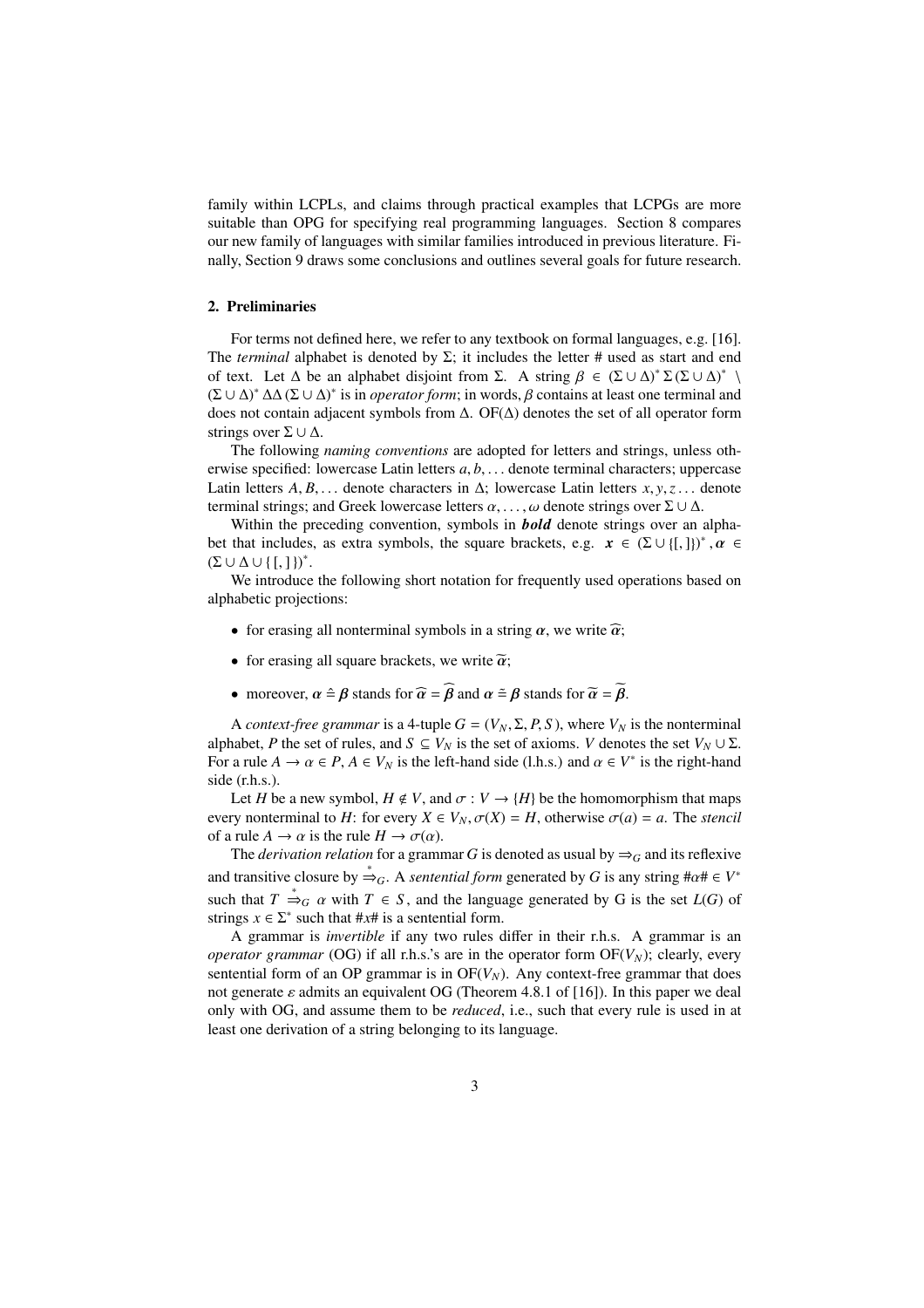family within LCPLs, and claims through practical examples that LCPGs are more suitable than OPG for specifying real programming languages. Section 8 compares our new family of languages with similar families introduced in previous literature. Finally, Section 9 draws some conclusions and outlines several goals for future research.

## 2. Preliminaries

For terms not defined here, we refer to any textbook on formal languages, e.g. [16]. The *terminal* alphabet is denoted by $\Sigma$; it includes the letter # used as start and end of text. Let $\Delta$ be an alphabet disjoint from $\Sigma$. A string $\beta \in (\Sigma \cup \Delta)^* \, \Sigma \, (\Sigma \cup \Delta)^* \setminus (\Sigma \cup \Delta)^* \, \Delta\Delta \, (\Sigma \cup \Delta)^*$ is in *operator form*; in words, $\beta$ contains at least one terminal and does not contain adjacent symbols from $\Delta$. OF($\Delta$) denotes the set of all operator form strings over $\Sigma \cup \Delta$.

The following *naming conventions* are adopted for letters and strings, unless otherwise specified: lowercase Latin letters $a, b, \ldots$ denote terminal characters; uppercase Latin letters $A, B, \ldots$ denote characters in $\Delta$; lowercase Latin letters $x, y, z \ldots$ denote terminal strings; and Greek lowercase letters $\alpha, \ldots, \omega$ denote strings over $\Sigma \cup \Delta$.

Within the preceding convention, symbols in ***bold*** denote strings over an alphabet that includes, as extra symbols, the square brackets, e.g. $\boldsymbol{x} \in (\Sigma \cup \{[, ]\})^*, \boldsymbol{\alpha} \in (\Sigma \cup \Delta \cup \{[, ]\})^*$.

We introduce the following short notation for frequently used operations based on alphabetic projections:

- for erasing all nonterminal symbols in a string $\boldsymbol{\alpha}$, we write $\widehat{\boldsymbol{\alpha}}$;
- for erasing all square brackets, we write $\widetilde{\boldsymbol{\alpha}}$;
- moreover, $\boldsymbol{\alpha} \mathrel{\hat{=}} \boldsymbol{\beta}$ stands for $\widehat{\boldsymbol{\alpha}} = \widehat{\boldsymbol{\beta}}$ and $\boldsymbol{\alpha} \mathrel{\tilde{=}} \boldsymbol{\beta}$ stands for $\widetilde{\boldsymbol{\alpha}} = \widetilde{\boldsymbol{\beta}}$.

A *context-free grammar* is a 4-tuple $G = (V_N, \Sigma, P, S)$, where $V_N$ is the nonterminal alphabet, $P$ the set of rules, and $S \subseteq V_N$ is the set of axioms. $V$ denotes the set $V_N \cup \Sigma$. For a rule $A \to \alpha \in P$, $A \in V_N$ is the left-hand side (l.h.s.) and $\alpha \in V^*$ is the right-hand side (r.h.s.).

Let $H$ be a new symbol, $H \notin V$, and $\sigma : V \to \{H\}$ be the homomorphism that maps every nonterminal to $H$: for every $X \in V_N, \sigma(X) = H$, otherwise $\sigma(a) = a$. The *stencil* of a rule $A \to \alpha$ is the rule $H \to \sigma(\alpha)$.

The *derivation relation* for a grammar $G$ is denoted as usual by $\Rightarrow_G$ and its reflexive and transitive closure by $\overset{*}{\Rightarrow}_G$. A *sentential form* generated by $G$ is any string $\#\alpha\# \in V^*$ such that $T \overset{*}{\Rightarrow}_G \alpha$ with $T \in S$, and the language generated by G is the set $L(G)$ of strings $x \in \Sigma^*$ such that $\#x\#$ is a sentential form.

A grammar is *invertible* if any two rules differ in their r.h.s. A grammar is an *operator grammar* (OG) if all r.h.s.'s are in the operator form OF($V_N$); clearly, every sentential form of an OP grammar is in OF($V_N$). Any context-free grammar that does not generate $\varepsilon$ admits an equivalent OG (Theorem 4.8.1 of [16]). In this paper we deal only with OG, and assume them to be *reduced*, i.e., such that every rule is used in at least one derivation of a string belonging to its language.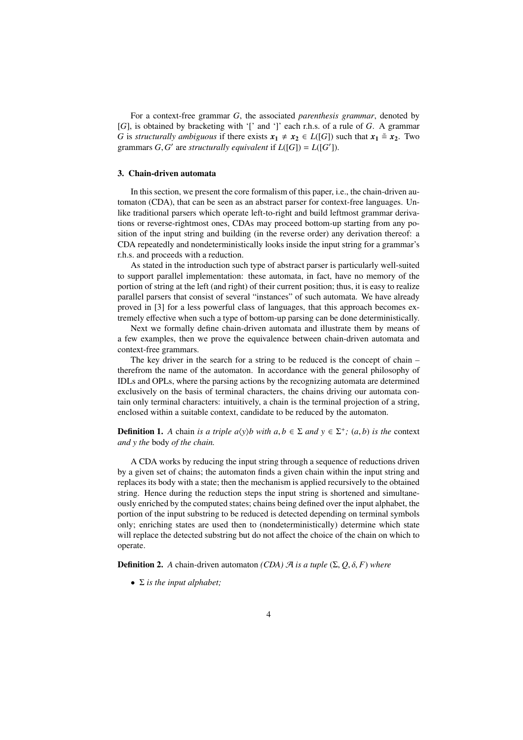For a context-free grammar $G$, the associated *parenthesis grammar*, denoted by $[G]$, is obtained by bracketing with '[' and ']' each r.h.s. of a rule of $G$. A grammar $G$ is *structurally ambiguous* if there exists $\boldsymbol{x_1} \neq \boldsymbol{x_2} \in L([G])$ such that $\boldsymbol{x_1} \doteq \boldsymbol{x_2}$. Two grammars $G, G'$ are *structurally equivalent* if $L([G]) = L([G'])$.

### 3. Chain-driven automata

In this section, we present the core formalism of this paper, i.e., the chain-driven automaton (CDA), that can be seen as an abstract parser for context-free languages. Unlike traditional parsers which operate left-to-right and build leftmost grammar derivations or reverse-rightmost ones, CDAs may proceed bottom-up starting from any position of the input string and building (in the reverse order) any derivation thereof: a CDA repeatedly and nondeterministically looks inside the input string for a grammar's r.h.s. and proceeds with a reduction.

As stated in the introduction such type of abstract parser is particularly well-suited to support parallel implementation: these automata, in fact, have no memory of the portion of string at the left (and right) of their current position; thus, it is easy to realize parallel parsers that consist of several "instances" of such automata. We have already proved in [3] for a less powerful class of languages, that this approach becomes extremely effective when such a type of bottom-up parsing can be done deterministically.

Next we formally define chain-driven automata and illustrate them by means of a few examples, then we prove the equivalence between chain-driven automata and context-free grammars.

The key driver in the search for a string to be reduced is the concept of chain – therefrom the name of the automaton. In accordance with the general philosophy of IDLs and OPLs, where the parsing actions by the recognizing automata are determined exclusively on the basis of terminal characters, the chains driving our automata contain only terminal characters: intuitively, a chain is the terminal projection of a string, enclosed within a suitable context, candidate to be reduced by the automaton.

**Definition 1.** *A* chain *is a triple $a\langle y \rangle b$ with $a, b \in \Sigma$ and $y \in \Sigma^+$; $(a, b)$ is the* context *and $y$ the* body *of the chain.*

A CDA works by reducing the input string through a sequence of reductions driven by a given set of chains; the automaton finds a given chain within the input string and replaces its body with a state; then the mechanism is applied recursively to the obtained string. Hence during the reduction steps the input string is shortened and simultaneously enriched by the computed states; chains being defined over the input alphabet, the portion of the input substring to be reduced is detected depending on terminal symbols only; enriching states are used then to (nondeterministically) determine which state will replace the detected substring but do not affect the choice of the chain on which to operate.

**Definition 2.** *A* chain-driven automaton *(CDA) $\mathcal{A}$ is a tuple $(\Sigma, Q, \delta, F)$ where*

- *$\Sigma$ is the input alphabet;*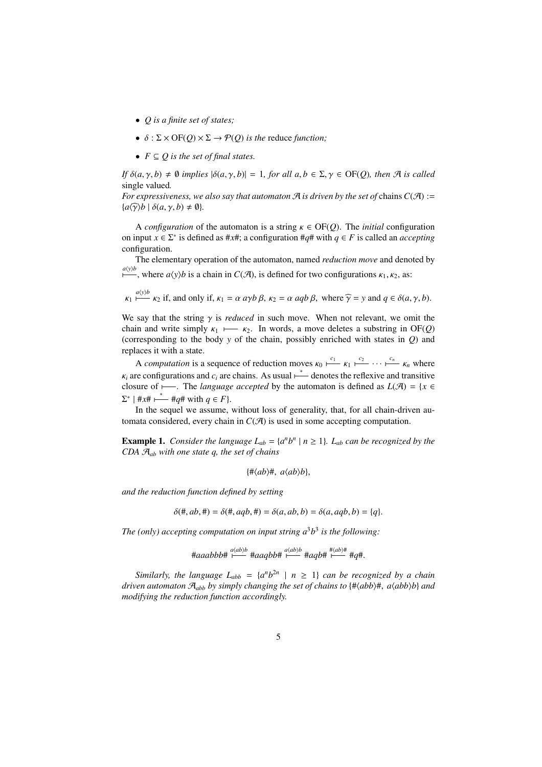- *$Q$ is a finite set of states;*
- *$\delta : \Sigma \times \mathrm{OF}(Q) \times \Sigma \to \mathcal{P}(Q)$ is the* reduce *function;*
- *$F \subseteq Q$ is the set of final states.*

*If $\delta(a, \gamma, b) \neq \emptyset$ implies $|\delta(a, \gamma, b)| = 1$, for all $a, b \in \Sigma, \gamma \in \mathrm{OF}(Q)$, then $\mathcal{A}$ is called* single valued*.*
*For expressiveness, we also say that automaton $\mathcal{A}$ is driven by the set of* chains *$C(\mathcal{A}) := \{a\langle\widehat{\gamma}\rangle b \mid \delta(a, \gamma, b) \neq \emptyset\}$.*

A *configuration* of the automaton is a string $\kappa \in \mathrm{OF}(Q)$. The *initial* configuration on input $x \in \Sigma^*$ is defined as $\#x\#$; a configuration $\#q\#$ with $q \in F$ is called an *accepting* configuration.

The elementary operation of the automaton, named *reduction move* and denoted by $\overset{a\langle y\rangle b}{\longmapsto}$, where $a\langle y\rangle b$ is a chain in $C(\mathcal{A})$, is defined for two configurations $\kappa_1, \kappa_2$, as:

$$\kappa_1 \overset{a\langle y\rangle b}{\longmapsto} \kappa_2 \text{ if, and only if, } \kappa_1 = \alpha\ a\gamma b\ \beta,\ \kappa_2 = \alpha\ aqb\ \beta, \text{ where } \widehat{\gamma} = y \text{ and } q \in \delta(a, \gamma, b).$$

We say that the string $\gamma$ is *reduced* in such move. When not relevant, we omit the chain and write simply $\kappa_1 \longmapsto \kappa_2$. In words, a move deletes a substring in $\mathrm{OF}(Q)$ (corresponding to the body $y$ of the chain, possibly enriched with states in $Q$) and replaces it with a state.

A *computation* is a sequence of reduction moves $\kappa_0 \overset{c_1}{\longmapsto} \kappa_1 \overset{c_2}{\longmapsto} \cdots \overset{c_n}{\longmapsto} \kappa_n$ where $\kappa_i$ are configurations and $c_i$ are chains. As usual $\overset{*}{\longmapsto}$ denotes the reflexive and transitive closure of $\longmapsto$. The *language accepted* by the automaton is defined as $L(\mathcal{A}) = \{x \in \Sigma^* \mid \#x\# \overset{*}{\longmapsto} \#q\# \text{ with } q \in F\}$.

In the sequel we assume, without loss of generality, that, for all chain-driven automata considered, every chain in $C(\mathcal{A})$ is used in some accepting computation.

**Example 1.** *Consider the language $L_{ab} = \{a^n b^n \mid n \geq 1\}$. $L_{ab}$ can be recognized by the CDA $\mathcal{A}_{ab}$ with one state $q$, the set of chains*

$$\{\#\langle ab\rangle\#,\ a\langle ab\rangle b\},$$

*and the reduction function defined by setting*

$$\delta(\#, ab, \#) = \delta(\#, aqb, \#) = \delta(a, ab, b) = \delta(a, aqb, b) = \{q\}.$$

*The (only) accepting computation on input string $a^3b^3$ is the following:*

$$\#aaabbb\# \overset{a\langle ab\rangle b}{\longmapsto} \#aaqbb\# \overset{a\langle ab\rangle b}{\longmapsto} \#aqb\# \overset{\#\langle ab\rangle\#}{\longmapsto} \#q\#.$$

*Similarly, the language $L_{abb} = \{a^n b^{2n} \mid n \geq 1\}$ can be recognized by a chain driven automaton $\mathcal{A}_{abb}$ by simply changing the set of chains to $\{\#\langle abb\rangle\#,\ a\langle abb\rangle b\}$ and modifying the reduction function accordingly.*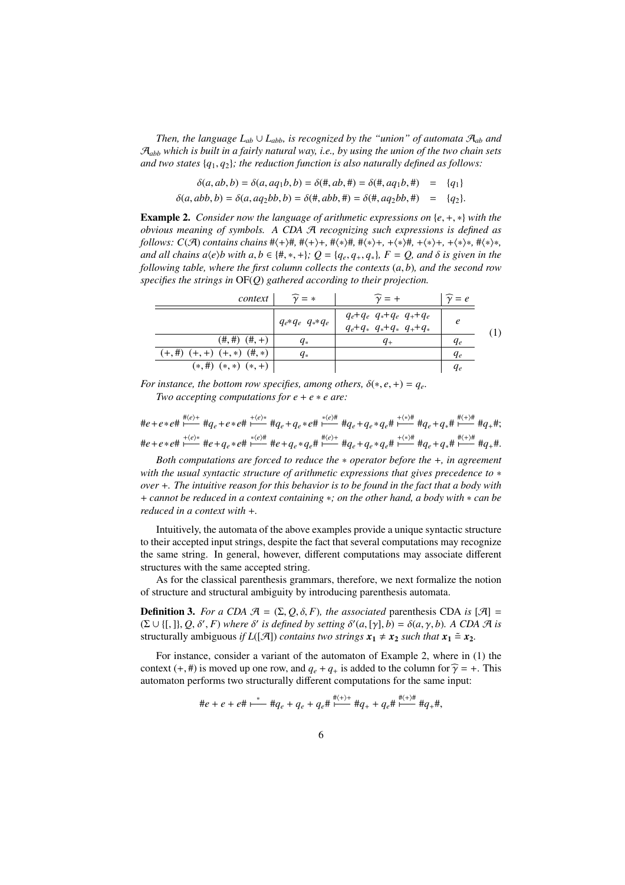*Then, the language $L_{ab} \cup L_{abb}$, is recognized by the "union" of automata $\mathcal{A}_{ab}$ and $\mathcal{A}_{abb}$ which is built in a fairly natural way, i.e., by using the union of the two chain sets and two states $\{q_1, q_2\}$; the reduction function is also naturally defined as follows:*

$$\delta(a, ab, b) = \delta(a, aq_1b, b) = \delta(\#, ab, \#) = \delta(\#, aq_1b, \#) \quad = \quad \{q_1\}$$
$$\delta(a, abb, b) = \delta(a, aq_2bb, b) = \delta(\#, abb, \#) = \delta(\#, aq_2bb, \#) \quad = \quad \{q_2\}.$$

**Example 2.** *Consider now the language of arithmetic expressions on $\{e, +, *\}$ with the obvious meaning of symbols. A CDA $\mathcal{A}$ recognizing such expressions is defined as follows: $C(\mathcal{A})$ contains chains $\#\langle+\rangle\#$, $\#\langle+\rangle+$, $\#\langle*\rangle\#$, $\#\langle*\rangle+$, $+\langle*\rangle\#$, $+\langle*\rangle+$, $+\langle*\rangle*$, $\#\langle*\rangle*$, and all chains $a\langle e\rangle b$ with $a, b \in \{\#, *, +\}$; $Q = \{q_e, q_+, q_*\}$, $F = Q$, and $\delta$ is given in the following table, where the first column collects the contexts $(a, b)$, and the second row specifies the strings in $\mathrm{OF}(Q)$ gathered according to their projection.*

$$(1)$$

| context | $\widehat{\gamma} = *$ | $\widehat{\gamma} = +$ | $\widehat{\gamma} = e$ |
|---|---|---|---|
| | $q_e{*}q_e \;\; q_*{*}q_e$ | $q_e{+}q_e \;\; q_*{+}q_e \;\; q_+{+}q_e$ <br> $q_e{+}q_* \;\; q_*{+}q_* \;\; q_+{+}q_*$ | $e$ |
| $(\#, \#)$ $(\#, +)$ | $q_*$ | $q_+$ | $q_e$ |
| $(+, \#)$ $(+, +)$ $(+, *)$ $(\#, *)$ | $q_*$ | | $q_e$ |
| $(*, \#)$ $(*, *)$ $(*, +)$ | | | $q_e$ |

*For instance, the bottom row specifies, among others, $\delta(*, e, +) = q_e$.*

*Two accepting computations for $e + e * e$ are:*

$$\#e{+}e{*}e\# \overset{\#\langle e\rangle+}{\longmapsto} \#q_e{+}e{*}e\# \overset{+\langle e\rangle*}{\longmapsto} \#q_e{+}q_e{*}e\# \overset{*\langle e\rangle\#}{\longmapsto} \#q_e{+}q_e{*}q_e\# \overset{+\langle*\rangle\#}{\longmapsto} \#q_e{+}q_*\# \overset{\#\langle+\rangle\#}{\longmapsto} \#q_+\#;$$
$$\#e{+}e{*}e\# \overset{+\langle e\rangle*}{\longmapsto} \#e{+}q_e{*}e\# \overset{*\langle e\rangle\#}{\longmapsto} \#e{+}q_e{*}q_e\# \overset{\#\langle e\rangle+}{\longmapsto} \#q_e{+}q_e{*}q_e\# \overset{+\langle*\rangle\#}{\longmapsto} \#q_e{+}q_*\# \overset{\#\langle+\rangle\#}{\longmapsto} \#q_+\#.$$

*Both computations are forced to reduce the $*$ operator before the $+$, in agreement with the usual syntactic structure of arithmetic expressions that gives precedence to $*$ over $+$. The intuitive reason for this behavior is to be found in the fact that a body with $+$ cannot be reduced in a context containing $*$; on the other hand, a body with $*$ can be reduced in a context with $+$.*

Intuitively, the automata of the above examples provide a unique syntactic structure to their accepted input strings, despite the fact that several computations may recognize the same string. In general, however, different computations may associate different structures with the same accepted string.

As for the classical parenthesis grammars, therefore, we next formalize the notion of structure and structural ambiguity by introducing parenthesis automata.

**Definition 3.** *For a CDA $\mathcal{A} = (\Sigma, Q, \delta, F)$, the associated* parenthesis CDA *is $[\mathcal{A}] = (\Sigma \cup \{[, ]\}, Q, \delta', F)$ where $\delta'$ is defined by setting $\delta'(a, [\gamma], b) = \delta(a, \gamma, b)$. A CDA $\mathcal{A}$ is* structurally ambiguous *if $L([\mathcal{A}])$ contains two strings $\boldsymbol{x_1} \neq \boldsymbol{x_2}$ such that $\boldsymbol{x_1} \,\tilde{=}\, \boldsymbol{x_2}$.*

For instance, consider a variant of the automaton of Example 2, where in (1) the context $(+, \#)$ is moved up one row, and $q_e + q_+$ is added to the column for $\widehat{\gamma} = +$. This automaton performs two structurally different computations for the same input:

$$\#e + e + e\# \overset{*}{\longmapsto} \#q_e + q_e + q_e\# \overset{\#\langle+\rangle+}{\longmapsto} \#q_+ + q_e\# \overset{\#\langle+\rangle\#}{\longmapsto} \#q_+\#,$$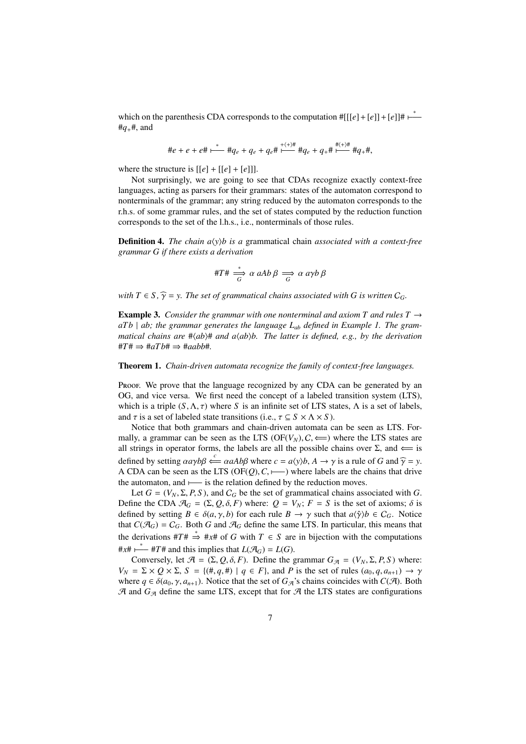which on the parenthesis CDA corresponds to the computation $\#[[[e] + [e]] + [e]]\# \stackrel{*}{\longmapsto} \#q_+\#$, and

$$\#e + e + e\# \stackrel{*}{\longmapsto} \#q_e + q_e + q_e\# \stackrel{+\langle + \rangle \#}{\longmapsto} \#q_e + q_+\# \stackrel{\#\langle + \rangle \#}{\longmapsto} \#q_+\#,$$

where the structure is $[[e] + [[e] + [e]]]$.

Not surprisingly, we are going to see that CDAs recognize exactly context-free languages, acting as parsers for their grammars: states of the automaton correspond to nonterminals of the grammar; any string reduced by the automaton corresponds to the r.h.s. of some grammar rules, and the set of states computed by the reduction function corresponds to the set of the l.h.s., i.e., nonterminals of those rules.

**Definition 4.** *The chain $a\langle y \rangle b$ is a* grammatical chain *associated with a context-free grammar $G$ if there exists a derivation*

$$\#T\# \stackrel{*}{\underset{G}{\Longrightarrow}} \alpha\ aAb\ \beta \underset{G}{\Longrightarrow} \alpha\ a\gamma b\ \beta$$

*with $T \in S$, $\widehat{\gamma} = y$. The set of grammatical chains associated with $G$ is written $C_G$.*

**Example 3.** *Consider the grammar with one nonterminal and axiom $T$ and rules $T \to aTb \mid ab$; the grammar generates the language $L_{ab}$ defined in Example 1. The grammatical chains are $\#\langle ab \rangle\#$ and $a\langle ab \rangle b$. The latter is defined, e.g., by the derivation $\#T\# \Rightarrow \#aTb\# \Rightarrow \#aabb\#$.*

**Theorem 1.** *Chain-driven automata recognize the family of context-free languages.*

Proof. We prove that the language recognized by any CDA can be generated by an OG, and vice versa. We first need the concept of a labeled transition system (LTS), which is a triple $(S, \Lambda, \tau)$ where $S$ is an infinite set of LTS states, $\Lambda$ is a set of labels, and $\tau$ is a set of labeled state transitions (i.e., $\tau \subseteq S \times \Lambda \times S$).

Notice that both grammars and chain-driven automata can be seen as LTS. Formally, a grammar can be seen as the LTS $(\mathrm{OF}(V_N), C, \Longleftarrow)$ where the LTS states are all strings in operator forms, the labels are all the possible chains over $\Sigma$, and $\Longleftarrow$ is defined by setting $\alpha a\gamma b\beta \stackrel{c}{\Longleftarrow} \alpha aAb\beta$ where $c = a\langle y \rangle b$, $A \to \gamma$ is a rule of $G$ and $\widehat{\gamma} = y$. A CDA can be seen as the LTS $(\mathrm{OF}(Q), C, \longmapsto)$ where labels are the chains that drive the automaton, and $\longmapsto$ is the relation defined by the reduction moves.

Let $G = (V_N, \Sigma, P, S)$, and $C_G$ be the set of grammatical chains associated with $G$. Define the CDA $\mathcal{A}_G = (\Sigma, Q, \delta, F)$ where: $Q = V_N$; $F = S$ is the set of axioms; $\delta$ is defined by setting $B \in \delta(a, \gamma, b)$ for each rule $B \to \gamma$ such that $a\langle \hat{\gamma} \rangle b \in C_G$. Notice that $C(\mathcal{A}_G) = C_G$. Both $G$ and $\mathcal{A}_G$ define the same LTS. In particular, this means that the derivations $\#T\# \stackrel{*}{\Rightarrow} \#x\#$ of $G$ with $T \in S$ are in bijection with the computations $\#x\# \stackrel{*}{\longmapsto} \#T\#$ and this implies that $L(\mathcal{A}_G) = L(G)$.

Conversely, let $\mathcal{A} = (\Sigma, Q, \delta, F)$. Define the grammar $G_{\mathcal{A}} = (V_N, \Sigma, P, S)$ where: $V_N = \Sigma \times Q \times \Sigma$, $S = \{(\#, q, \#) \mid q \in F\}$, and $P$ is the set of rules $(a_0, q, a_{n+1}) \to \gamma$ where $q \in \delta(a_0, \gamma, a_{n+1})$. Notice that the set of $G_{\mathcal{A}}$'s chains coincides with $C(\mathcal{A})$. Both $\mathcal{A}$ and $G_{\mathcal{A}}$ define the same LTS, except that for $\mathcal{A}$ the LTS states are configurations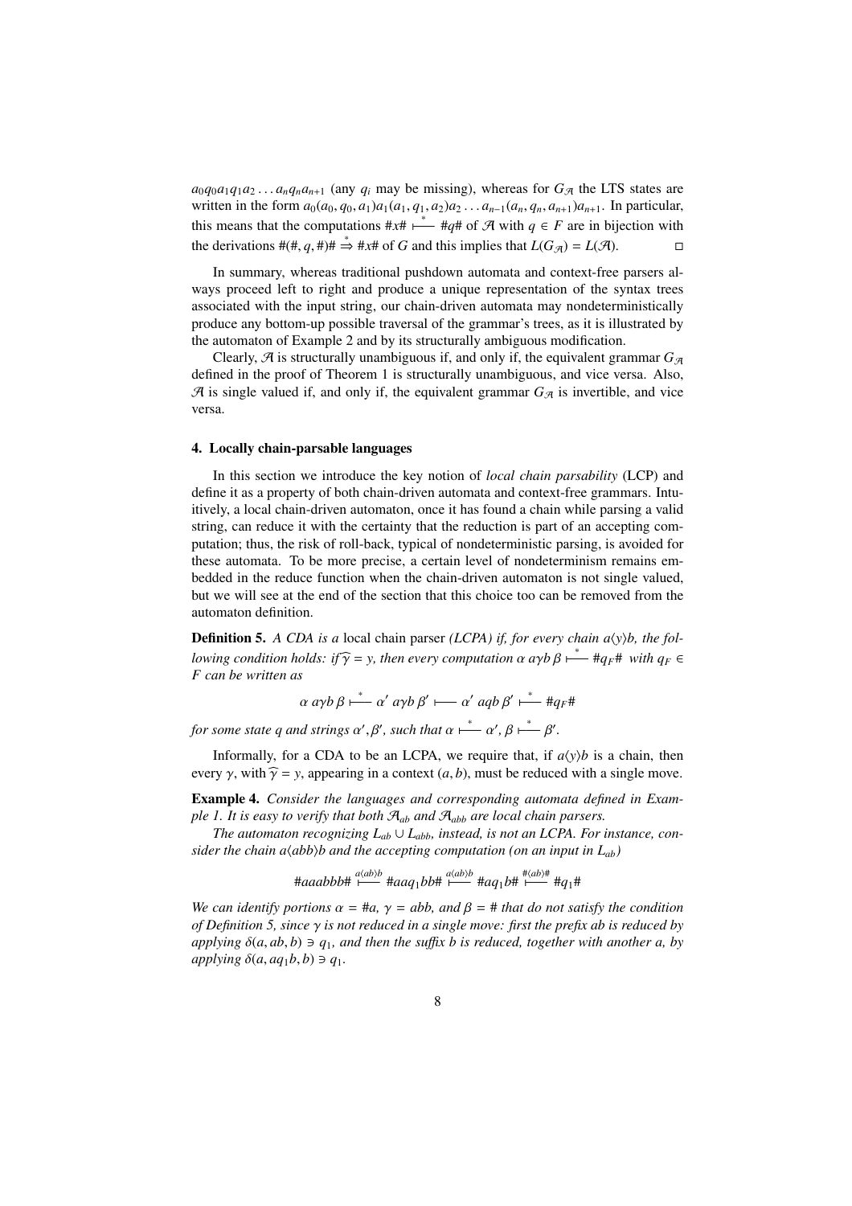$a_0q_0a_1q_1a_2 \ldots a_nq_na_{n+1}$ (any $q_i$ may be missing), whereas for $G_{\mathcal{A}}$ the LTS states are written in the form $a_0(a_0, q_0, a_1)a_1(a_1, q_1, a_2)a_2 \ldots a_{n-1}(a_n, q_n, a_{n+1})a_{n+1}$. In particular, this means that the computations $\#x\# \overset{*}{\longmapsto} \#q\#$ of $\mathcal{A}$ with $q \in F$ are in bijection with the derivations $\#(\#, q, \#)\# \overset{*}{\Rightarrow} \#x\#$ of $G$ and this implies that $L(G_{\mathcal{A}}) = L(\mathcal{A})$. □

In summary, whereas traditional pushdown automata and context-free parsers always proceed left to right and produce a unique representation of the syntax trees associated with the input string, our chain-driven automata may nondeterministically produce any bottom-up possible traversal of the grammar's trees, as it is illustrated by the automaton of Example 2 and by its structurally ambiguous modification.

Clearly, $\mathcal{A}$ is structurally unambiguous if, and only if, the equivalent grammar $G_{\mathcal{A}}$ defined in the proof of Theorem 1 is structurally unambiguous, and vice versa. Also, $\mathcal{A}$ is single valued if, and only if, the equivalent grammar $G_{\mathcal{A}}$ is invertible, and vice versa.

## 4. Locally chain-parsable languages

In this section we introduce the key notion of *local chain parsability* (LCP) and define it as a property of both chain-driven automata and context-free grammars. Intuitively, a local chain-driven automaton, once it has found a chain while parsing a valid string, can reduce it with the certainty that the reduction is part of an accepting computation; thus, the risk of roll-back, typical of nondeterministic parsing, is avoided for these automata. To be more precise, a certain level of nondeterminism remains embedded in the reduce function when the chain-driven automaton is not single valued, but we will see at the end of the section that this choice too can be removed from the automaton definition.

**Definition 5.** *A CDA is a* local chain parser *(LCPA) if, for every chain $a\langle y\rangle b$, the following condition holds: if $\widehat{\gamma} = y$, then every computation $\alpha\ a\gamma b\ \beta \overset{*}{\longmapsto} \#q_F\#$ with $q_F \in F$ can be written as*

$$\alpha\ a\gamma b\ \beta \overset{*}{\longmapsto} \alpha'\ a\gamma b\ \beta' \longmapsto \alpha'\ aqb\ \beta' \overset{*}{\longmapsto} \#q_F\#$$

*for some state $q$ and strings $\alpha', \beta'$, such that $\alpha \overset{*}{\longmapsto} \alpha'$, $\beta \overset{*}{\longmapsto} \beta'$.*

Informally, for a CDA to be an LCPA, we require that, if $a\langle y\rangle b$ is a chain, then every $\gamma$, with $\widehat{\gamma} = y$, appearing in a context $(a, b)$, must be reduced with a single move.

**Example 4.** *Consider the languages and corresponding automata defined in Example 1. It is easy to verify that both $\mathcal{A}_{ab}$ and $\mathcal{A}_{abb}$ are local chain parsers.*

*The automaton recognizing $L_{ab} \cup L_{abb}$, instead, is not an LCPA. For instance, consider the chain $a\langle abb\rangle b$ and the accepting computation (on an input in $L_{ab}$)*

$$\#aaabbb\# \overset{a\langle ab\rangle b}{\longmapsto} \#aaq_1bb\# \overset{a\langle ab\rangle b}{\longmapsto} \#aq_1b\# \overset{\#\langle ab\rangle\#}{\longmapsto} \#q_1\#$$

*We can identify portions $\alpha = \#a$, $\gamma = abb$, and $\beta = \#$ that do not satisfy the condition of Definition 5, since $\gamma$ is not reduced in a single move: first the prefix $ab$ is reduced by applying $\delta(a, ab, b) \ni q_1$, and then the suffix $b$ is reduced, together with another $a$, by applying $\delta(a, aq_1b, b) \ni q_1$.*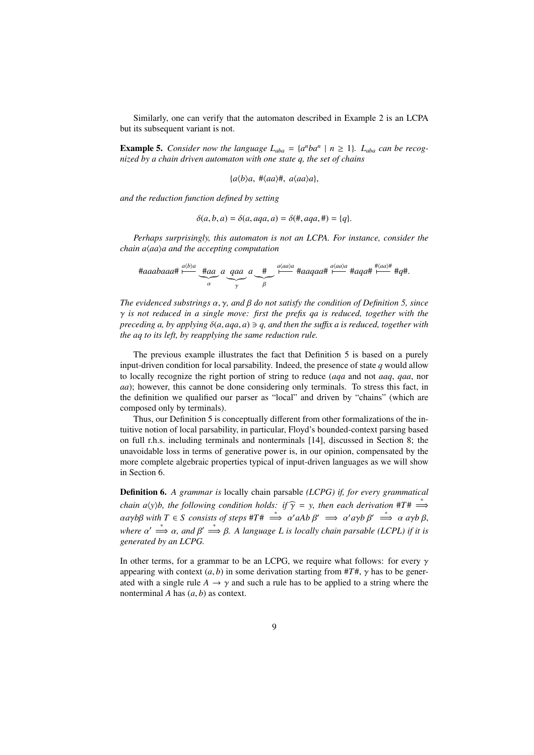Similarly, one can verify that the automaton described in Example 2 is an LCPA but its subsequent variant is not.

**Example 5.** *Consider now the language $L_{aba} = \{a^n b a^n \mid n \geq 1\}$. $L_{aba}$ can be recognized by a chain driven automaton with one state $q$, the set of chains*

$$\{a\langle b\rangle a,\ \#\langle aa\rangle\#,\ a\langle aa\rangle a\},$$

*and the reduction function defined by setting*

$$\delta(a, b, a) = \delta(a, aqa, a) = \delta(\#, aqa, \#) = \{q\}.$$

*Perhaps surprisingly, this automaton is not an LCPA. For instance, consider the chain $a\langle aa\rangle a$ and the accepting computation*

$$\#aaabaaa\# \overset{a\langle b\rangle a}{\longmapsto} \underbrace{\#aa}_{\alpha}\ a\ \underbrace{qaa}_{\gamma}\ a\ \underbrace{\#}_{\beta} \overset{a\langle aa\rangle a}{\longmapsto} \#aaqaa\# \overset{a\langle aa\rangle a}{\longmapsto} \#aqa\# \overset{\#\langle aa\rangle \#}{\longmapsto} \#q\#.$$

*The evidenced substrings $\alpha, \gamma$, and $\beta$ do not satisfy the condition of Definition 5, since $\gamma$ is not reduced in a single move: first the prefix $qa$ is reduced, together with the preceding a, by applying $\delta(a, aqa, a) \ni q$, and then the suffix a is reduced, together with the aq to its left, by reapplying the same reduction rule.*

The previous example illustrates the fact that Definition 5 is based on a purely input-driven condition for local parsability. Indeed, the presence of state $q$ would allow to locally recognize the right portion of string to reduce ($aqa$ and not $aaq$, $qaa$, nor $aa$); however, this cannot be done considering only terminals. To stress this fact, in the definition we qualified our parser as "local" and driven by "chains" (which are composed only by terminals).

Thus, our Definition 5 is conceptually different from other formalizations of the intuitive notion of local parsability, in particular, Floyd's bounded-context parsing based on full r.h.s. including terminals and nonterminals [14], discussed in Section 8; the unavoidable loss in terms of generative power is, in our opinion, compensated by the more complete algebraic properties typical of input-driven languages as we will show in Section 6.

**Definition 6.** *A grammar is* locally chain parsable *(LCPG) if, for every grammatical chain $a\langle y\rangle b$, the following condition holds: if $\widehat{\gamma} = y$, then each derivation $\#T\# \overset{*}{\Longrightarrow} \alpha a \gamma b \beta$ with $T \in S$ consists of steps $\#T\# \overset{*}{\Longrightarrow} \alpha' aAb\, \beta' \Longrightarrow \alpha' a \gamma b\, \beta' \overset{*}{\Longrightarrow} \alpha\, a \gamma b\, \beta$, where $\alpha' \overset{*}{\Longrightarrow} \alpha$, and $\beta' \overset{*}{\Longrightarrow} \beta$. A language $L$ is locally chain parsable (LCPL) if it is generated by an LCPG.*

In other terms, for a grammar to be an LCPG, we require what follows: for every $\gamma$ appearing with context $(a, b)$ in some derivation starting from $\#T\#$, $\gamma$ has to be generated with a single rule $A \to \gamma$ and such a rule has to be applied to a string where the nonterminal $A$ has $(a, b)$ as context.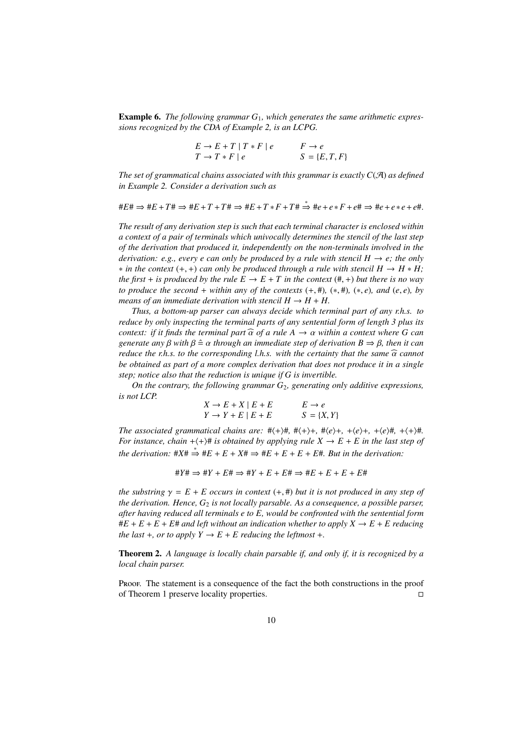**Example 6.** *The following grammar $G_1$, which generates the same arithmetic expressions recognized by the CDA of Example 2, is an LCPG.*

$$
\begin{array}{ll}
E \to E + T \mid T * F \mid e & F \to e \\
T \to T * F \mid e & S = \{E, T, F\}
\end{array}
$$

*The set of grammatical chains associated with this grammar is exactly $C(\mathcal{A})$ as defined in Example 2. Consider a derivation such as*

$$\#E\# \Rightarrow \#E + T\# \Rightarrow \#E + T + T\# \Rightarrow \#E + T * F + T\# \overset{*}{\Rightarrow} \#e + e * F + e\# \Rightarrow \#e + e * e + e\#.$$

*The result of any derivation step is such that each terminal character is enclosed within a context of a pair of terminals which univocally determines the stencil of the last step of the derivation that produced it, independently on the non-terminals involved in the derivation: e.g., every $e$ can only be produced by a rule with stencil $H \to e$; the only $*$ in the context $(+, +)$ can only be produced through a rule with stencil $H \to H * H$; the first $+$ is produced by the rule $E \to E + T$ in the context $(\#, +)$ but there is no way to produce the second $+$ within any of the contexts $(+, \#)$, $(*, \#)$, $(*, e)$, and $(e, e)$, by means of an immediate derivation with stencil $H \to H + H$.*

*Thus, a bottom-up parser can always decide which terminal part of any r.h.s. to reduce by only inspecting the terminal parts of any sentential form of length 3 plus its context: if it finds the terminal part $\widehat{\alpha}$ of a rule $A \to \alpha$ within a context where $G$ can generate any $\beta$ with $\beta \triangleq \alpha$ through an immediate step of derivation $B \Rightarrow \beta$, then it can reduce the r.h.s. to the corresponding l.h.s. with the certainty that the same $\widehat{\alpha}$ cannot be obtained as part of a more complex derivation that does not produce it in a single step; notice also that the reduction is unique if $G$ is invertible.*

*On the contrary, the following grammar $G_2$, generating only additive expressions, is not LCP.*

$$
\begin{array}{ll}
X \to E + X \mid E + E & E \to e \\
Y \to Y + E \mid E + E & S = \{X, Y\}
\end{array}
$$

*The associated grammatical chains are: $\#\langle+\rangle\#$, $\#\langle+\rangle+$, $\#\langle e\rangle+$, $+\langle e\rangle+$, $+\langle e\rangle\#$, $+\langle+\rangle\#$. For instance, chain $+\langle+\rangle\#$ is obtained by applying rule $X \to E + E$ in the last step of the derivation: $\#X\# \overset{*}{\Rightarrow} \#E + E + X\# \Rightarrow \#E + E + E + E\#$. But in the derivation:*

$$\#Y\# \Rightarrow \#Y + E\# \Rightarrow \#Y + E + E\# \Rightarrow \#E + E + E + E\#$$

*the substring $\gamma = E + E$ occurs in context $(+, \#)$ but it is not produced in any step of the derivation. Hence, $G_2$ is not locally parsable. As a consequence, a possible parser, after having reduced all terminals $e$ to $E$, would be confronted with the sentential form $\#E + E + E + E\#$ and left without an indication whether to apply $X \to E + E$ reducing the last $+$, or to apply $Y \to E + E$ reducing the leftmost $+$.*

**Theorem 2.** *A language is locally chain parsable if, and only if, it is recognized by a local chain parser.*

Proof. The statement is a consequence of the fact the both constructions in the proof of Theorem 1 preserve locality properties. □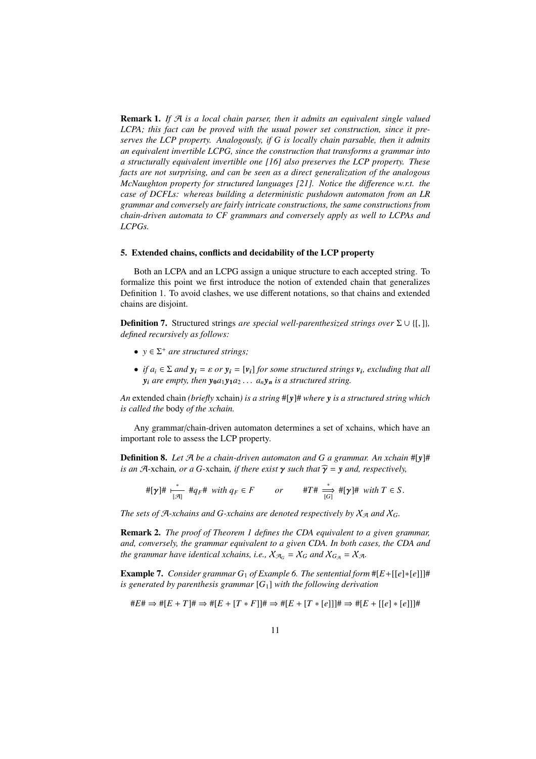**Remark 1.** *If $\mathcal{A}$ is a local chain parser, then it admits an equivalent single valued LCPA; this fact can be proved with the usual power set construction, since it preserves the LCP property. Analogously, if $G$ is locally chain parsable, then it admits an equivalent invertible LCPG, since the construction that transforms a grammar into a structurally equivalent invertible one [16] also preserves the LCP property. These facts are not surprising, and can be seen as a direct generalization of the analogous McNaughton property for structured languages [21]. Notice the difference w.r.t. the case of DCFLs: whereas building a deterministic pushdown automaton from an LR grammar and conversely are fairly intricate constructions, the same constructions from chain-driven automata to CF grammars and conversely apply as well to LCPAs and LCPGs.*

## 5. Extended chains, conflicts and decidability of the LCP property

Both an LCPA and an LCPG assign a unique structure to each accepted string. To formalize this point we first introduce the notion of extended chain that generalizes Definition 1. To avoid clashes, we use different notations, so that chains and extended chains are disjoint.

**Definition 7.** Structured strings *are special well-parenthesized strings over $\Sigma \cup \{[, ]\}$, defined recursively as follows:*

- *$y \in \Sigma^+$ are structured strings;*
- *if $a_i \in \Sigma$ and $\boldsymbol{y_i} = \varepsilon$ or $\boldsymbol{y_i} = [\boldsymbol{v_i}]$ for some structured strings $\boldsymbol{v_i}$, excluding that all $\boldsymbol{y_i}$ are empty, then $\boldsymbol{y_0} a_1 \boldsymbol{y_1} a_2 \ldots a_n \boldsymbol{y_n}$ is a structured string.*

*An* extended chain *(briefly* xchain*) is a string $\#[\boldsymbol{y}]\#$ where $\boldsymbol{y}$ is a structured string which is called the* body *of the xchain.*

Any grammar/chain-driven automaton determines a set of xchains, which have an important role to assess the LCP property.

**Definition 8.** *Let $\mathcal{A}$ be a chain-driven automaton and $G$ a grammar. An xchain $\#[\boldsymbol{y}]\#$ is an $\mathcal{A}$-xchain, or a $G$-xchain, if there exist $\boldsymbol{\gamma}$ such that $\widehat{\boldsymbol{\gamma}} = \boldsymbol{y}$ and, respectively,*

$$\#[\boldsymbol{\gamma}]\# \underset{[\mathcal{A}]}{\overset{*}{\vdash}} \#q_F\# \text{ with } q_F \in F \qquad \text{or} \qquad \#T\# \underset{[G]}{\overset{*}{\Longrightarrow}} \#[\boldsymbol{\gamma}]\# \text{ with } T \in S.$$

*The sets of $\mathcal{A}$-xchains and $G$-xchains are denoted respectively by $\mathcal{X}_{\mathcal{A}}$ and $\mathcal{X}_G$.*

**Remark 2.** *The proof of Theorem 1 defines the CDA equivalent to a given grammar, and, conversely, the grammar equivalent to a given CDA. In both cases, the CDA and the grammar have identical xchains, i.e., $\mathcal{X}_{\mathcal{A}_G} = \mathcal{X}_G$ and $\mathcal{X}_{G_{\mathcal{A}}} = \mathcal{X}_{\mathcal{A}}$.*

**Example 7.** *Consider grammar $G_1$ of Example 6. The sentential form $\#[E+[[e]*[e]]]\#$ is generated by parenthesis grammar $[G_1]$ with the following derivation*

$$\#E\# \Rightarrow \#[E+T]\# \Rightarrow \#[E+[T*F]]\# \Rightarrow \#[E+[T*[e]]]\# \Rightarrow \#[E+[[e]*[e]]]\#$$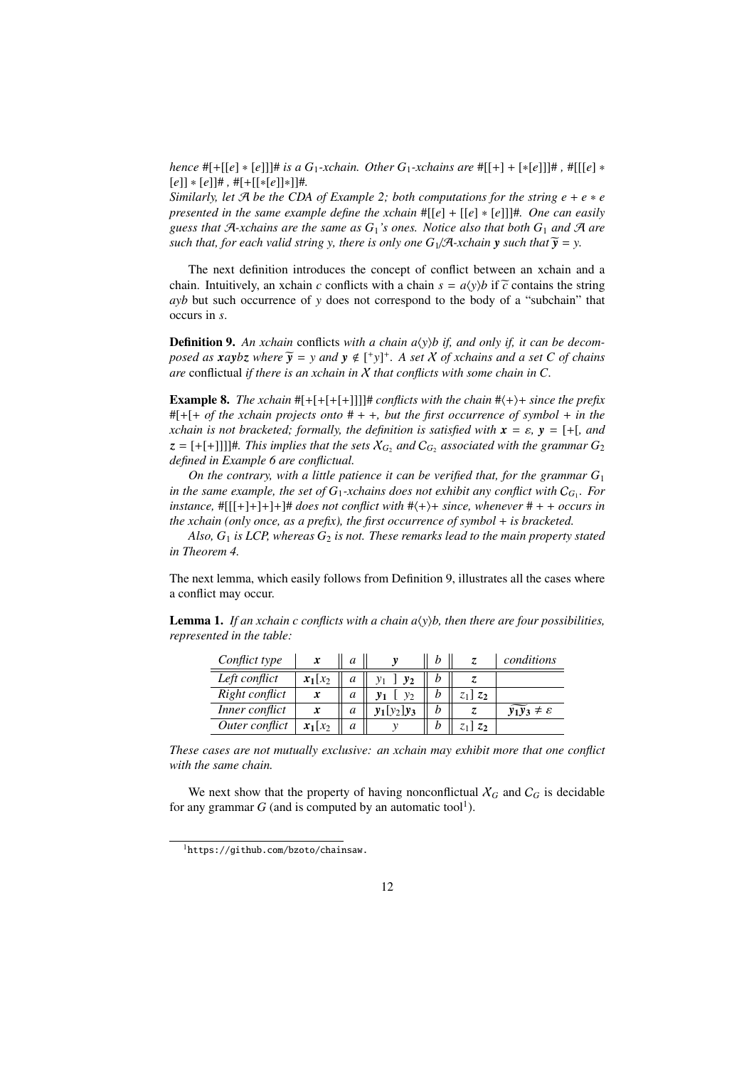*hence* $\#[+[[e]*[e]]]\#$ *is a* $G_1$*-xchain. Other* $G_1$*-xchains are* $\#[[+]+[*[e]]]\#$ , $\#[[[e]*[e]]*[e]]\#$ , $\#[+[[*[e]]*]]\#$.
*Similarly, let* $\mathcal{A}$ *be the CDA of Example 2; both computations for the string* $e+e*e$ *presented in the same example define the xchain* $\#[[e]+[[e]*[e]]]\#$*. One can easily guess that* $\mathcal{A}$*-xchains are the same as* $G_1$*'s ones. Notice also that both* $G_1$ *and* $\mathcal{A}$ *are such that, for each valid string* $y$*, there is only one* $G_1/\mathcal{A}$*-xchain* $\boldsymbol{y}$ *such that* $\widetilde{\boldsymbol{y}} = y$*.*

The next definition introduces the concept of conflict between an xchain and a chain. Intuitively, an xchain $c$ conflicts with a chain $s = a\langle y\rangle b$ if $\widetilde{c}$ contains the string $ayb$ but such occurrence of $y$ does not correspond to the body of a "subchain" that occurs in $s$.

**Definition 9.** *An xchain* conflicts *with a chain* $a\langle y\rangle b$ *if, and only if, it can be decomposed as* $\boldsymbol{x}a\boldsymbol{y}b\boldsymbol{z}$ *where* $\widetilde{\boldsymbol{y}} = y$ *and* $\boldsymbol{y} \notin [^+y]^+$*. A set* $\mathcal{X}$ *of xchains and a set* $C$ *of chains are* conflictual *if there is an xchain in* $\mathcal{X}$ *that conflicts with some chain in* $C$*.*

**Example 8.** *The xchain* $\#[+[+[+[+]]]]\#$ *conflicts with the chain* $\#\langle+\rangle+$ *since the prefix* $\#[+[+$ *of the xchain projects onto* $\#++$*, but the first occurrence of symbol* $+$ *in the xchain is not bracketed; formally, the definition is satisfied with* $\boldsymbol{x} = \varepsilon$*,* $\boldsymbol{y} = [+[$*, and* $\boldsymbol{z} = [+[+]]]]\#$*. This implies that the sets* $\mathcal{X}_{G_2}$ *and* $\mathcal{C}_{G_2}$ *associated with the grammar* $G_2$ *defined in Example 6 are conflictual.*

*On the contrary, with a little patience it can be verified that, for the grammar* $G_1$ *in the same example, the set of* $G_1$*-xchains does not exhibit any conflict with* $\mathcal{C}_{G_1}$*. For instance,* $\#[[[+]+]+]+]\#$ *does not conflict with* $\#\langle+\rangle+$ *since, whenever* $\#++$ *occurs in the xchain (only once, as a prefix), the first occurrence of symbol* $+$ *is bracketed.*

*Also,* $G_1$ *is LCP, whereas* $G_2$ *is not. These remarks lead to the main property stated in Theorem 4.*

The next lemma, which easily follows from Definition 9, illustrates all the cases where a conflict may occur.

**Lemma 1.** *If an xchain c conflicts with a chain* $a\langle y\rangle b$*, then there are four possibilities, represented in the table:*

| *Conflict type* | $\boldsymbol{x}$ | $a$ | $\boldsymbol{y}$ | $b$ | $\boldsymbol{z}$ | *conditions* |
|---|---|---|---|---|---|---|
| *Left conflict* | $\boldsymbol{x_1}[x_2$ | $a$ | $y_1\ ]\ \boldsymbol{y_2}$ | $b$ | $z$ | |
| *Right conflict* | $\boldsymbol{x}$ | $a$ | $\boldsymbol{y_1}\ [\ y_2$ | $b$ | $z_1]\ \boldsymbol{z_2}$ | |
| *Inner conflict* | $\boldsymbol{x}$ | $a$ | $\boldsymbol{y_1}[y_2]\boldsymbol{y_3}$ | $b$ | $z$ | $\widetilde{\boldsymbol{y_1}\boldsymbol{y_3}} \neq \varepsilon$ |
| *Outer conflict* | $\boldsymbol{x_1}[x_2$ | $a$ | $y$ | $b$ | $z_1]\ \boldsymbol{z_2}$ | |

*These cases are not mutually exclusive: an xchain may exhibit more that one conflict with the same chain.*

We next show that the property of having nonconflictual $\mathcal{X}_G$ and $\mathcal{C}_G$ is decidable for any grammar $G$ (and is computed by an automatic tool[1]).

[1] https://github.com/bzoto/chainsaw.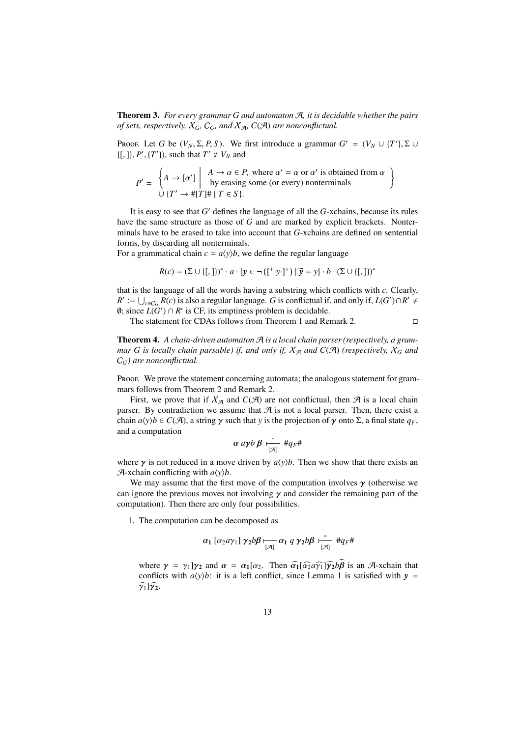**Theorem 3.** *For every grammar $G$ and automaton $\mathcal{A}$, it is decidable whether the pairs of sets, respectively, $\mathcal{X}_G$, $\mathcal{C}_G$, and $\mathcal{X}_{\mathcal{A}}$, $C(\mathcal{A})$ are nonconflictual.*

Proof. Let $G$ be $(V_N, \Sigma, P, S)$. We first introduce a grammar $G' = (V_N \cup \{T'\}, \Sigma \cup \{[,]\}, P', \{T'\})$, such that $T' \notin V_N$ and

$$P' = \left\{ A \to [\alpha'] \;\middle|\; \begin{array}{l} A \to \alpha \in P, \text{ where } \alpha' = \alpha \text{ or } \alpha' \text{ is obtained from } \alpha \\ \text{by erasing some (or every) nonterminals} \end{array} \right\}$$
$$\cup \{T' \to \#[T]\# \mid T \in S\}.$$

It is easy to see that $G'$ defines the language of all the $G$-xchains, because its rules have the same structure as those of $G$ and are marked by explicit brackets. Nonterminals have to be erased to take into account that $G$-xchains are defined on sentential forms, by discarding all nonterminals.
For a grammatical chain $c = a\langle y\rangle b$, we define the regular language

$$R(c) = (\Sigma \cup \{[,]\})^* \cdot a \cdot \{\boldsymbol{y} \in \neg\left([^+ \cdot y \cdot ]^+\right) \mid \widetilde{\boldsymbol{y}} = y\} \cdot b \cdot (\Sigma \cup \{[,]\})^*$$

that is the language of all the words having a substring which conflicts with $c$. Clearly, $R' := \bigcup_{c \in \mathcal{C}_G} R(c)$ is also a regular language. $G$ is conflictual if, and only if, $L(G') \cap R' \neq \emptyset$; since $L(G') \cap R'$ is CF, its emptiness problem is decidable.

The statement for CDAs follows from Theorem 1 and Remark 2. ◻

**Theorem 4.** *A chain-driven automaton $\mathcal{A}$ is a local chain parser (respectively, a grammar $G$ is locally chain parsable) if, and only if, $\mathcal{X}_{\mathcal{A}}$ and $C(\mathcal{A})$ (respectively, $\mathcal{X}_G$ and $\mathcal{C}_G$) are nonconflictual.*

Proof. We prove the statement concerning automata; the analogous statement for grammars follows from Theorem 2 and Remark 2.

First, we prove that if $\mathcal{X}_{\mathcal{A}}$ and $C(\mathcal{A})$ are not conflictual, then $\mathcal{A}$ is a local chain parser. By contradiction we assume that $\mathcal{A}$ is not a local parser. Then, there exist a chain $a\langle y\rangle b \in C(\mathcal{A})$, a string $\boldsymbol{\gamma}$ such that $y$ is the projection of $\boldsymbol{\gamma}$ onto $\Sigma$, a final state $q_F$, and a computation

$$\boldsymbol{\alpha}\ a\boldsymbol{\gamma}b\ \boldsymbol{\beta} \underset{[\mathcal{A}]}{\overset{*}{\vdash}} \#q_F\#$$

where $\boldsymbol{\gamma}$ is not reduced in a move driven by $a\langle y\rangle b$. Then we show that there exists an $\mathcal{A}$-xchain conflicting with $a\langle y\rangle b$.

We may assume that the first move of the computation involves $\boldsymbol{\gamma}$ (otherwise we can ignore the previous moves not involving $\boldsymbol{\gamma}$ and consider the remaining part of the computation). Then there are only four possibilities.

1. The computation can be decomposed as

$$\boldsymbol{\alpha_1}\ [\alpha_2 a \gamma_1]\ \boldsymbol{\gamma_2} b\boldsymbol{\beta} \underset{[\mathcal{A}]}{\vdash} \boldsymbol{\alpha_1}\ q\ \boldsymbol{\gamma_2} b\boldsymbol{\beta} \underset{[\mathcal{A}]}{\overset{*}{\vdash}} \#q_F\#$$

   where $\boldsymbol{\gamma} = \gamma_1]\boldsymbol{\gamma_2}$ and $\boldsymbol{\alpha} = \boldsymbol{\alpha_1}[\alpha_2$. Then $\widehat{\boldsymbol{\alpha_1}}[\widehat{\alpha_2}a\widehat{\gamma_1}]\widehat{\boldsymbol{\gamma_2}}b\widehat{\boldsymbol{\beta}}$ is an $\mathcal{A}$-xchain that conflicts with $a\langle y\rangle b$: it is a left conflict, since Lemma 1 is satisfied with $\boldsymbol{y} = \widehat{\gamma_1}]\widehat{\boldsymbol{\gamma_2}}$.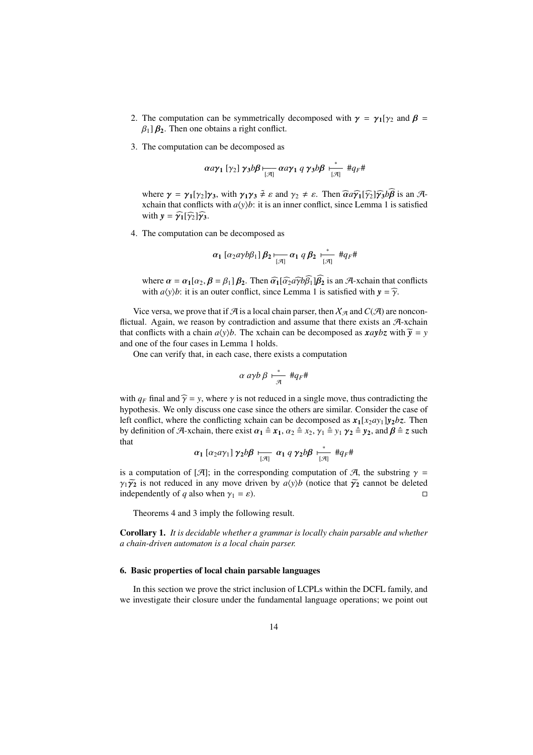2. The computation can be symmetrically decomposed with $\boldsymbol{\gamma} = \boldsymbol{\gamma_1}[\gamma_2$ and $\boldsymbol{\beta} = \beta_1]\,\boldsymbol{\beta_2}$. Then one obtains a right conflict.

3. The computation can be decomposed as

$$\boldsymbol{\alpha} a \boldsymbol{\gamma_1}\,[\gamma_2]\,\boldsymbol{\gamma_3} b \boldsymbol{\beta} \underset{[\mathcal{A}]}{\vdash} \boldsymbol{\alpha} a \boldsymbol{\gamma_1}\; q\; \boldsymbol{\gamma_3} b \boldsymbol{\beta} \overset{*}{\underset{[\mathcal{A}]}{\vdash}} \#q_F\#$$

where $\boldsymbol{\gamma} = \boldsymbol{\gamma_1}[\gamma_2]\boldsymbol{\gamma_3}$, with $\boldsymbol{\gamma_1}\boldsymbol{\gamma_3} \not\mathrel{\hat{=}} \varepsilon$ and $\gamma_2 \neq \varepsilon$. Then $\widehat{\boldsymbol{\alpha}} a \widehat{\boldsymbol{\gamma_1}}[\widehat{\gamma_2}]\widehat{\boldsymbol{\gamma_3}} b \widehat{\boldsymbol{\beta}}$ is an $\mathcal{A}$-xchain that conflicts with $a\langle y \rangle b$: it is an inner conflict, since Lemma 1 is satisfied with $\boldsymbol{y} = \widehat{\boldsymbol{\gamma_1}}[\widehat{\gamma_2}]\widehat{\boldsymbol{\gamma_3}}$.

4. The computation can be decomposed as

$$\boldsymbol{\alpha_1}\,[\alpha_2 a \gamma b \beta_1]\,\boldsymbol{\beta_2} \underset{[\mathcal{A}]}{\vdash} \boldsymbol{\alpha_1}\; q\; \boldsymbol{\beta_2} \overset{*}{\underset{[\mathcal{A}]}{\vdash}} \#q_F\#$$

where $\boldsymbol{\alpha} = \boldsymbol{\alpha_1}[\alpha_2, \boldsymbol{\beta} = \beta_1]\,\boldsymbol{\beta_2}$. Then $\widehat{\boldsymbol{\alpha_1}}[\widehat{\alpha_2} a \widehat{\gamma} b \widehat{\beta_1}]\widehat{\boldsymbol{\beta_2}}$ is an $\mathcal{A}$-xchain that conflicts with $a\langle y \rangle b$: it is an outer conflict, since Lemma 1 is satisfied with $\boldsymbol{y} = \widehat{\gamma}$.

Vice versa, we prove that if $\mathcal{A}$ is a local chain parser, then $\mathcal{X}_{\mathcal{A}}$ and $C(\mathcal{A})$ are nonconflictual. Again, we reason by contradiction and assume that there exists an $\mathcal{A}$-xchain that conflicts with a chain $a\langle y \rangle b$. The xchain can be decomposed as $\boldsymbol{x} a \boldsymbol{y} b \boldsymbol{z}$ with $\widetilde{\boldsymbol{y}} = y$ and one of the four cases in Lemma 1 holds.

One can verify that, in each case, there exists a computation

$$\alpha\; a\gamma b\; \beta \overset{*}{\underset{\mathcal{A}}{\vdash}} \#q_F\#$$

with $q_F$ final and $\widehat{\gamma} = y$, where $\gamma$ is not reduced in a single move, thus contradicting the hypothesis. We only discuss one case since the others are similar. Consider the case of left conflict, where the conflicting xchain can be decomposed as $\boldsymbol{x_1}[x_2 a y_1]\boldsymbol{y_2} b \boldsymbol{z}$. Then by definition of $\mathcal{A}$-xchain, there exist $\boldsymbol{\alpha_1} \mathrel{\hat{=}} \boldsymbol{x_1}$, $\alpha_2 \mathrel{\hat{=}} x_2$, $\gamma_1 \mathrel{\hat{=}} y_1$ $\boldsymbol{\gamma_2} \mathrel{\hat{=}} \boldsymbol{y_2}$, and $\boldsymbol{\beta} \mathrel{\hat{=}} \boldsymbol{z}$ such that

$$\boldsymbol{\alpha_1}\,[\alpha_2 a \gamma_1]\,\boldsymbol{\gamma_2} b \boldsymbol{\beta} \underset{[\mathcal{A}]}{\vdash} \boldsymbol{\alpha_1}\; q\; \boldsymbol{\gamma_2} b \boldsymbol{\beta} \overset{*}{\underset{[\mathcal{A}]}{\vdash}} \#q_F\#$$

is a computation of $[\mathcal{A}]$; in the corresponding computation of $\mathcal{A}$, the substring $\gamma = \gamma_1 \widetilde{\boldsymbol{\gamma_2}}$ is not reduced in any move driven by $a\langle y \rangle b$ (notice that $\widetilde{\boldsymbol{\gamma_2}}$ cannot be deleted independently of $q$ also when $\gamma_1 = \varepsilon$). □

Theorems 4 and 3 imply the following result.

**Corollary 1.** *It is decidable whether a grammar is locally chain parsable and whether a chain-driven automaton is a local chain parser.*

### 6. Basic properties of local chain parsable languages

In this section we prove the strict inclusion of LCPLs within the DCFL family, and we investigate their closure under the fundamental language operations; we point out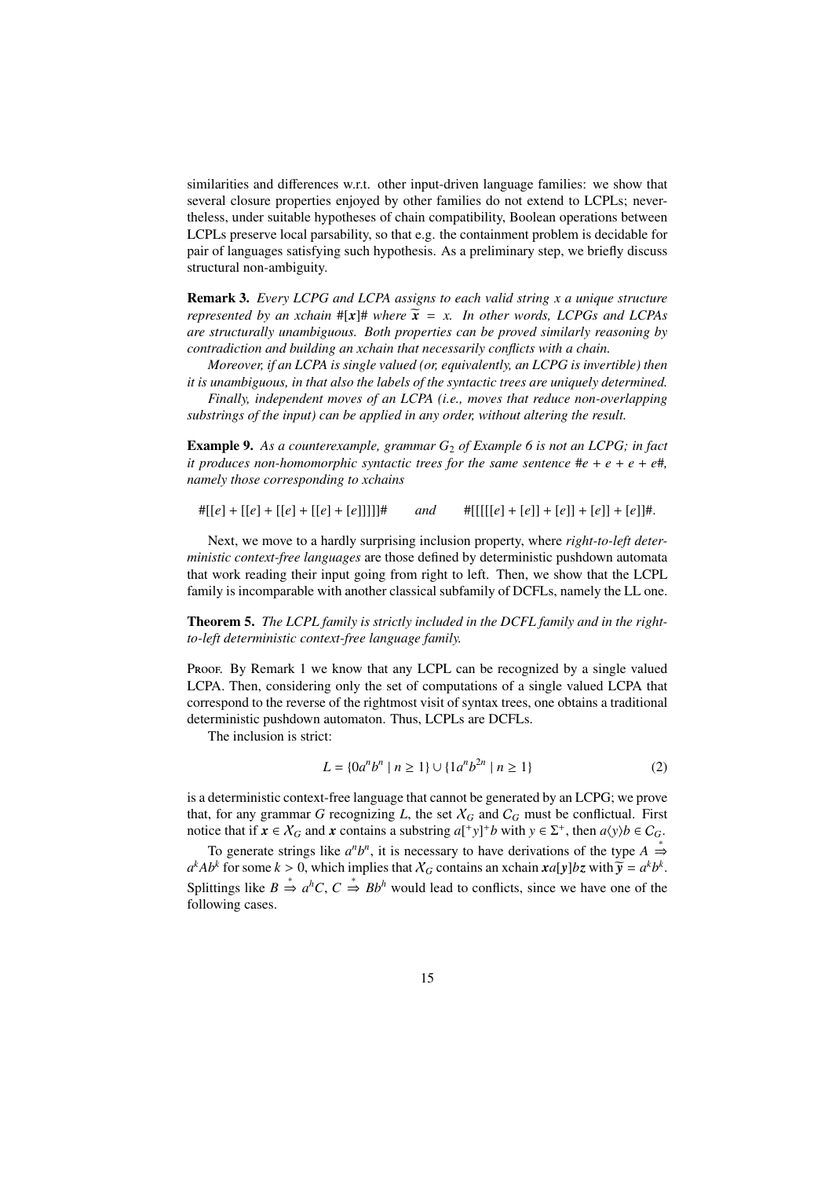similarities and differences w.r.t. other input-driven language families: we show that several closure properties enjoyed by other families do not extend to LCPLs; nevertheless, under suitable hypotheses of chain compatibility, Boolean operations between LCPLs preserve local parsability, so that e.g. the containment problem is decidable for pair of languages satisfying such hypothesis. As a preliminary step, we briefly discuss structural non-ambiguity.

**Remark 3.** *Every LCPG and LCPA assigns to each valid string x a unique structure represented by an xchain* $\#[\boldsymbol{x}]\#$ *where* $\widetilde{\boldsymbol{x}} = x$*. In other words, LCPGs and LCPAs are structurally unambiguous. Both properties can be proved similarly reasoning by contradiction and building an xchain that necessarily conflicts with a chain.*

*Moreover, if an LCPA is single valued (or, equivalently, an LCPG is invertible) then it is unambiguous, in that also the labels of the syntactic trees are uniquely determined.*

*Finally, independent moves of an LCPA (i.e., moves that reduce non-overlapping substrings of the input) can be applied in any order, without altering the result.*

**Example 9.** *As a counterexample, grammar* $G_2$ *of Example 6 is not an LCPG; in fact it produces non-homomorphic syntactic trees for the same sentence* $\#e + e + e + e\#$*, namely those corresponding to xchains*

$$\#[[e] + [[e] + [[e] + [[e] + [e]]]]]\# \qquad \textit{and} \qquad \#[[[[[e] + [e]] + [e]] + [e]] + [e]]\#.$$

Next, we move to a hardly surprising inclusion property, where *right-to-left deterministic context-free languages* are those defined by deterministic pushdown automata that work reading their input going from right to left. Then, we show that the LCPL family is incomparable with another classical subfamily of DCFLs, namely the LL one.

**Theorem 5.** *The LCPL family is strictly included in the DCFL family and in the right-to-left deterministic context-free language family.*

Proof. By Remark 1 we know that any LCPL can be recognized by a single valued LCPA. Then, considering only the set of computations of a single valued LCPA that correspond to the reverse of the rightmost visit of syntax trees, one obtains a traditional deterministic pushdown automaton. Thus, LCPLs are DCFLs.

The inclusion is strict:

$$L = \{0a^n b^n \mid n \geq 1\} \cup \{1a^n b^{2n} \mid n \geq 1\} \tag{2}$$

is a deterministic context-free language that cannot be generated by an LCPG; we prove that, for any grammar $G$ recognizing $L$, the set $\mathcal{X}_G$ and $\mathcal{C}_G$ must be conflictual. First notice that if $\boldsymbol{x} \in \mathcal{X}_G$ and $\boldsymbol{x}$ contains a substring $a[^+y]^+b$ with $y \in \Sigma^+$, then $a\langle y \rangle b \in \mathcal{C}_G$.

To generate strings like $a^n b^n$, it is necessary to have derivations of the type $A \overset{*}{\Rightarrow} a^k A b^k$ for some $k > 0$, which implies that $\mathcal{X}_G$ contains an xchain $\boldsymbol{x}a[\boldsymbol{y}]b\boldsymbol{z}$ with $\widetilde{\boldsymbol{y}} = a^k b^k$. Splittings like $B \overset{*}{\Rightarrow} a^h C$, $C \overset{*}{\Rightarrow} B b^h$ would lead to conflicts, since we have one of the following cases.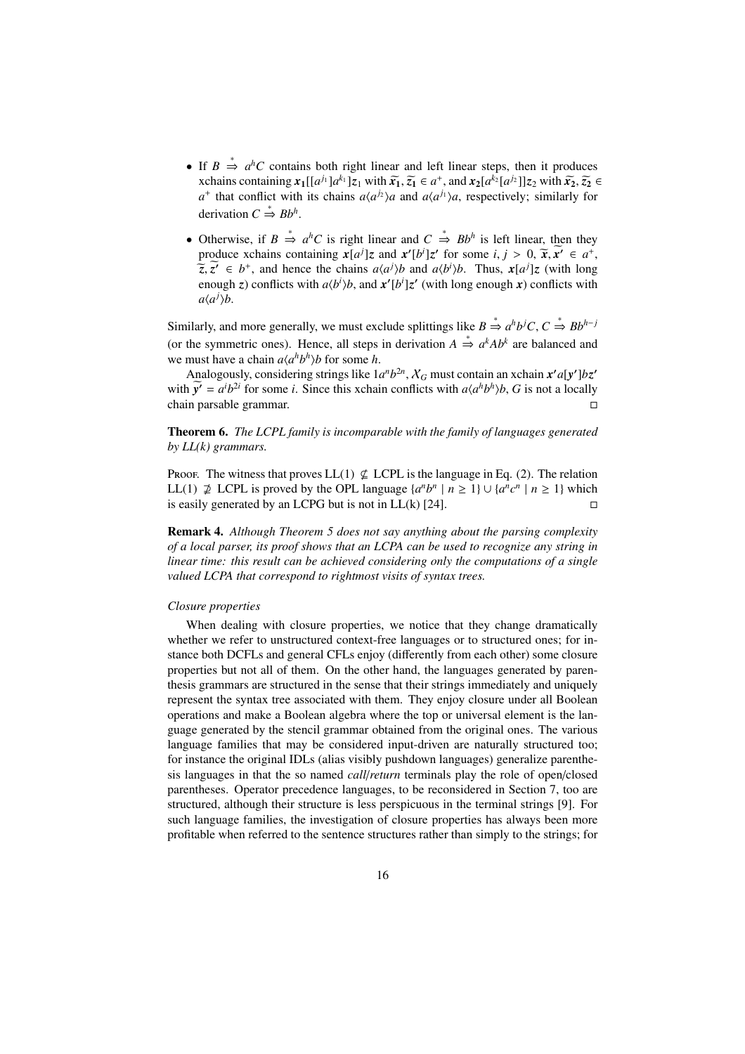- If $B \overset{*}{\Rightarrow} a^h C$ contains both right linear and left linear steps, then it produces xchains containing $\boldsymbol{x_1}[[a^{j_1}]a^{k_1}]z_1$ with $\widetilde{x_1}, \widetilde{z_1} \in a^+$, and $\boldsymbol{x_2}[a^{k_2}[a^{j_2}]]z_2$ with $\widetilde{x_2}, \widetilde{z_2} \in a^+$ that conflict with its chains $a\langle a^{j_2}\rangle a$ and $a\langle a^{j_1}\rangle a$, respectively; similarly for derivation $C \overset{*}{\Rightarrow} Bb^h$.

- Otherwise, if $B \overset{*}{\Rightarrow} a^h C$ is right linear and $C \overset{*}{\Rightarrow} Bb^h$ is left linear, then they produce xchains containing $\boldsymbol{x}[a^j]\boldsymbol{z}$ and $\boldsymbol{x'}[b^i]\boldsymbol{z'}$ for some $i, j > 0$, $\widetilde{\boldsymbol{x}}, \widetilde{\boldsymbol{x'}} \in a^+$, $\widetilde{\boldsymbol{z}}, \widetilde{\boldsymbol{z'}} \in b^+$, and hence the chains $a\langle a^j\rangle b$ and $a\langle b^i\rangle b$. Thus, $\boldsymbol{x}[a^j]\boldsymbol{z}$ (with long enough $\boldsymbol{z}$) conflicts with $a\langle b^i\rangle b$, and $\boldsymbol{x'}[b^i]\boldsymbol{z'}$ (with long enough $\boldsymbol{x}$) conflicts with $a\langle a^j\rangle b$.

Similarly, and more generally, we must exclude splittings like $B \overset{*}{\Rightarrow} a^h b^j C$, $C \overset{*}{\Rightarrow} Bb^{h-j}$ (or the symmetric ones). Hence, all steps in derivation $A \overset{*}{\Rightarrow} a^k A b^k$ are balanced and we must have a chain $a\langle a^h b^h\rangle b$ for some $h$.

Analogously, considering strings like $1a^n b^{2n}$, $\mathcal{X}_G$ must contain an xchain $\boldsymbol{x'}a[\boldsymbol{y'}]b\boldsymbol{z'}$ with $\widetilde{\boldsymbol{y'}} = a^i b^{2i}$ for some $i$. Since this xchain conflicts with $a\langle a^h b^h\rangle b$, $G$ is not a locally chain parsable grammar. □

**Theorem 6.** *The LCPL family is incomparable with the family of languages generated by LL(k) grammars.*

Proof. The witness that proves LL(1) $\not\subseteq$ LCPL is the language in Eq. (2). The relation LL(1) $\not\supseteq$ LCPL is proved by the OPL language $\{a^n b^n \mid n \geq 1\} \cup \{a^n c^n \mid n \geq 1\}$ which is easily generated by an LCPG but is not in LL(k) [24]. □

**Remark 4.** *Although Theorem 5 does not say anything about the parsing complexity of a local parser, its proof shows that an LCPA can be used to recognize any string in linear time: this result can be achieved considering only the computations of a single valued LCPA that correspond to rightmost visits of syntax trees.*

*Closure properties*

When dealing with closure properties, we notice that they change dramatically whether we refer to unstructured context-free languages or to structured ones; for instance both DCFLs and general CFLs enjoy (differently from each other) some closure properties but not all of them. On the other hand, the languages generated by parenthesis grammars are structured in the sense that their strings immediately and uniquely represent the syntax tree associated with them. They enjoy closure under all Boolean operations and make a Boolean algebra where the top or universal element is the language generated by the stencil grammar obtained from the original ones. The various language families that may be considered input-driven are naturally structured too; for instance the original IDLs (alias visibly pushdown languages) generalize parenthesis languages in that the so named *call*/*return* terminals play the role of open/closed parentheses. Operator precedence languages, to be reconsidered in Section 7, too are structured, although their structure is less perspicuous in the terminal strings [9]. For such language families, the investigation of closure properties has always been more profitable when referred to the sentence structures rather than simply to the strings; for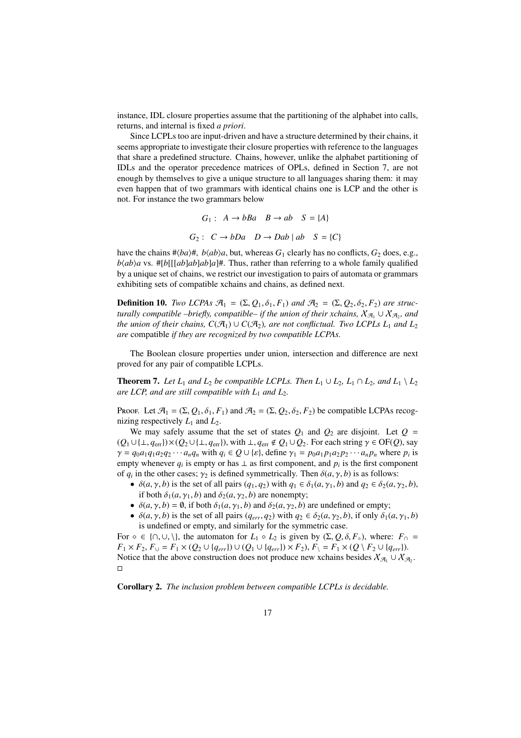instance, IDL closure properties assume that the partitioning of the alphabet into calls, returns, and internal is fixed *a priori*.

Since LCPLs too are input-driven and have a structure determined by their chains, it seems appropriate to investigate their closure properties with reference to the languages that share a predefined structure. Chains, however, unlike the alphabet partitioning of IDLs and the operator precedence matrices of OPLs, defined in Section 7, are not enough by themselves to give a unique structure to all languages sharing them: it may even happen that of two grammars with identical chains one is LCP and the other is not. For instance the two grammars below

$$G_1: \quad A \to bBa \quad B \to ab \quad S = \{A\}$$

$$G_2: \quad C \to bDa \quad D \to Dab \mid ab \quad S = \{C\}$$

have the chains $\#\langle ba\rangle\#$, $b\langle ab\rangle a$, but, whereas $G_1$ clearly has no conflicts, $G_2$ does, e.g., $b\langle ab\rangle a$ vs. $\#[b[[[ab]ab]ab]a]\#$. Thus, rather than referring to a whole family qualified by a unique set of chains, we restrict our investigation to pairs of automata or grammars exhibiting sets of compatible xchains and chains, as defined next.

**Definition 10.** *Two LCPAs $\mathcal{A}_1 = (\Sigma, Q_1, \delta_1, F_1)$ and $\mathcal{A}_2 = (\Sigma, Q_2, \delta_2, F_2)$ are structurally compatible –briefly, compatible– if the union of their xchains, $\mathcal{X}_{\mathcal{A}_1} \cup \mathcal{X}_{\mathcal{A}_2}$, and the union of their chains, $C(\mathcal{A}_1) \cup C(\mathcal{A}_2)$, are not conflictual. Two LCPLs $L_1$ and $L_2$ are* compatible *if they are recognized by two compatible LCPAs.*

The Boolean closure properties under union, intersection and difference are next proved for any pair of compatible LCPLs.

**Theorem 7.** *Let $L_1$ and $L_2$ be compatible LCPLs. Then $L_1 \cup L_2$, $L_1 \cap L_2$, and $L_1 \setminus L_2$ are LCP, and are still compatible with $L_1$ and $L_2$.*

Proof. Let $\mathcal{A}_1 = (\Sigma, Q_1, \delta_1, F_1)$ and $\mathcal{A}_2 = (\Sigma, Q_2, \delta_2, F_2)$ be compatible LCPAs recognizing respectively $L_1$ and $L_2$.

We may safely assume that the set of states $Q_1$ and $Q_2$ are disjoint. Let $Q = (Q_1 \cup \{\bot, q_{\text{err}}\}) \times (Q_2 \cup \{\bot, q_{\text{err}}\})$, with $\bot, q_{\text{err}} \notin Q_1 \cup Q_2$. For each string $\gamma \in \text{OF}(Q)$, say $\gamma = q_0 a_1 q_1 a_2 q_2 \cdots a_n q_n$ with $q_i \in Q \cup \{\varepsilon\}$, define $\gamma_1 = p_0 a_1 p_1 a_2 p_2 \cdots a_n p_n$ where $p_i$ is empty whenever $q_i$ is empty or has $\bot$ as first component, and $p_i$ is the first component of $q_i$ in the other cases; $\gamma_2$ is defined symmetrically. Then $\delta(a, \gamma, b)$ is as follows:

- $\delta(a, \gamma, b)$ is the set of all pairs $(q_1, q_2)$ with $q_1 \in \delta_1(a, \gamma_1, b)$ and $q_2 \in \delta_2(a, \gamma_2, b)$, if both $\delta_1(a, \gamma_1, b)$ and $\delta_2(a, \gamma_2, b)$ are nonempty;
- $\delta(a, \gamma, b) = \emptyset$, if both $\delta_1(a, \gamma_1, b)$ and $\delta_2(a, \gamma_2, b)$ are undefined or empty;
- $\delta(a, \gamma, b)$ is the set of all pairs $(q_{err}, q_2)$ with $q_2 \in \delta_2(a, \gamma_2, b)$, if only $\delta_1(a, \gamma_1, b)$ is undefined or empty, and similarly for the symmetric case.

For $\diamond \in \{\cap, \cup, \setminus\}$, the automaton for $L_1 \diamond L_2$ is given by $(\Sigma, Q, \delta, F_\diamond)$, where: $F_\cap = F_1 \times F_2$, $F_\cup = F_1 \times (Q_2 \cup \{q_{err}\}) \cup (Q_1 \cup \{q_{err}\}) \times F_2)$, $F_\setminus = F_1 \times (Q \setminus F_2 \cup \{q_{err}\})$.
Notice that the above construction does not produce new xchains besides $\mathcal{X}_{\mathcal{A}_1} \cup \mathcal{X}_{\mathcal{A}_2}$.
□

**Corollary 2.** *The inclusion problem between compatible LCPLs is decidable.*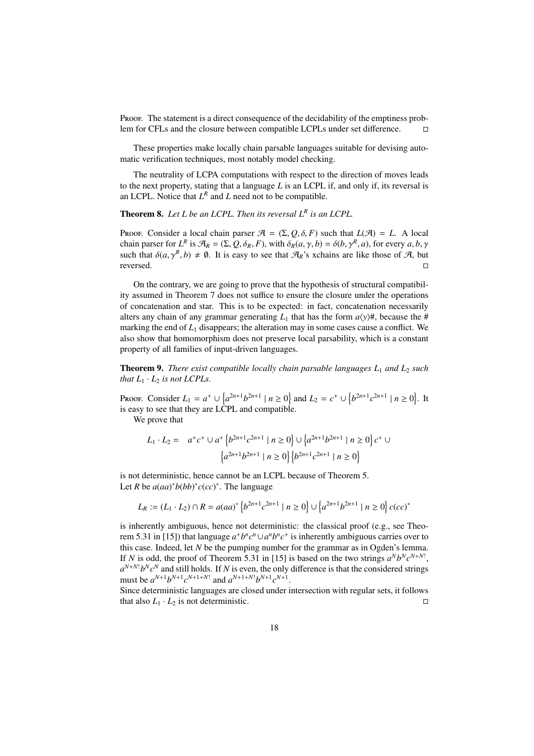Proof. The statement is a direct consequence of the decidability of the emptiness problem for CFLs and the closure between compatible LCPLs under set difference. ◻

These properties make locally chain parsable languages suitable for devising automatic verification techniques, most notably model checking.

The neutrality of LCPA computations with respect to the direction of moves leads to the next property, stating that a language $L$ is an LCPL if, and only if, its reversal is an LCPL. Notice that $L^R$ and $L$ need not to be compatible.

**Theorem 8.** *Let $L$ be an LCPL. Then its reversal $L^R$ is an LCPL.*

Proof. Consider a local chain parser $\mathcal{A} = (\Sigma, Q, \delta, F)$ such that $L(\mathcal{A}) = L$. A local chain parser for $L^R$ is $\mathcal{A}_R = (\Sigma, Q, \delta_R, F)$, with $\delta_R(a, \gamma, b) = \delta(b, \gamma^R, a)$, for every $a, b, \gamma$ such that $\delta(a, \gamma^R, b) \neq \emptyset$. It is easy to see that $\mathcal{A}_R$'s xchains are like those of $\mathcal{A}$, but reversed. ◻

On the contrary, we are going to prove that the hypothesis of structural compatibility assumed in Theorem 7 does not suffice to ensure the closure under the operations of concatenation and star. This is to be expected: in fact, concatenation necessarily alters any chain of any grammar generating $L_1$ that has the form $a\langle y \rangle\#$, because the # marking the end of $L_1$ disappears; the alteration may in some cases cause a conflict. We also show that homomorphism does not preserve local parsability, which is a constant property of all families of input-driven languages.

**Theorem 9.** *There exist compatible locally chain parsable languages $L_1$ and $L_2$ such that $L_1 \cdot L_2$ is not LCPLs.*

Proof. Consider $L_1 = a^+ \cup \left\{a^{2n+1}b^{2n+1} \mid n \geq 0\right\}$ and $L_2 = c^+ \cup \left\{b^{2n+1}c^{2n+1} \mid n \geq 0\right\}$. It is easy to see that they are LCPL and compatible.

We prove that

$$L_1 \cdot L_2 = \quad a^+c^+ \cup a^+\left\{b^{2n+1}c^{2n+1} \mid n \geq 0\right\} \cup \left\{a^{2n+1}b^{2n+1} \mid n \geq 0\right\}c^+ \cup \left\{a^{2n+1}b^{2n+1} \mid n \geq 0\right\}\left\{b^{2n+1}c^{2n+1} \mid n \geq 0\right\}$$

is not deterministic, hence cannot be an LCPL because of Theorem 5.
Let $R$ be $a(aa)^*b(bb)^*c(cc)^*$. The language

$$L_R := (L_1 \cdot L_2) \cap R = a(aa)^*\left\{b^{2n+1}c^{2n+1} \mid n \geq 0\right\} \cup \left\{a^{2n+1}b^{2n+1} \mid n \geq 0\right\}c(cc)^*$$

is inherently ambiguous, hence not deterministic: the classical proof (e.g., see Theorem 5.31 in [15]) that language $a^+b^nc^n \cup a^nb^nc^+$ is inherently ambiguous carries over to this case. Indeed, let $N$ be the pumping number for the grammar as in Ogden's lemma. If $N$ is odd, the proof of Theorem 5.31 in [15] is based on the two strings $a^Nb^Nc^{N+N!}$, $a^{N+N!}b^Nc^N$ and still holds. If $N$ is even, the only difference is that the considered strings must be $a^{N+1}b^{N+1}c^{N+1+N!}$ and $a^{N+1+N!}b^{N+1}c^{N+1}$.
Since deterministic languages are closed under intersection with regular sets, it follows that also $L_1 \cdot L_2$ is not deterministic. ◻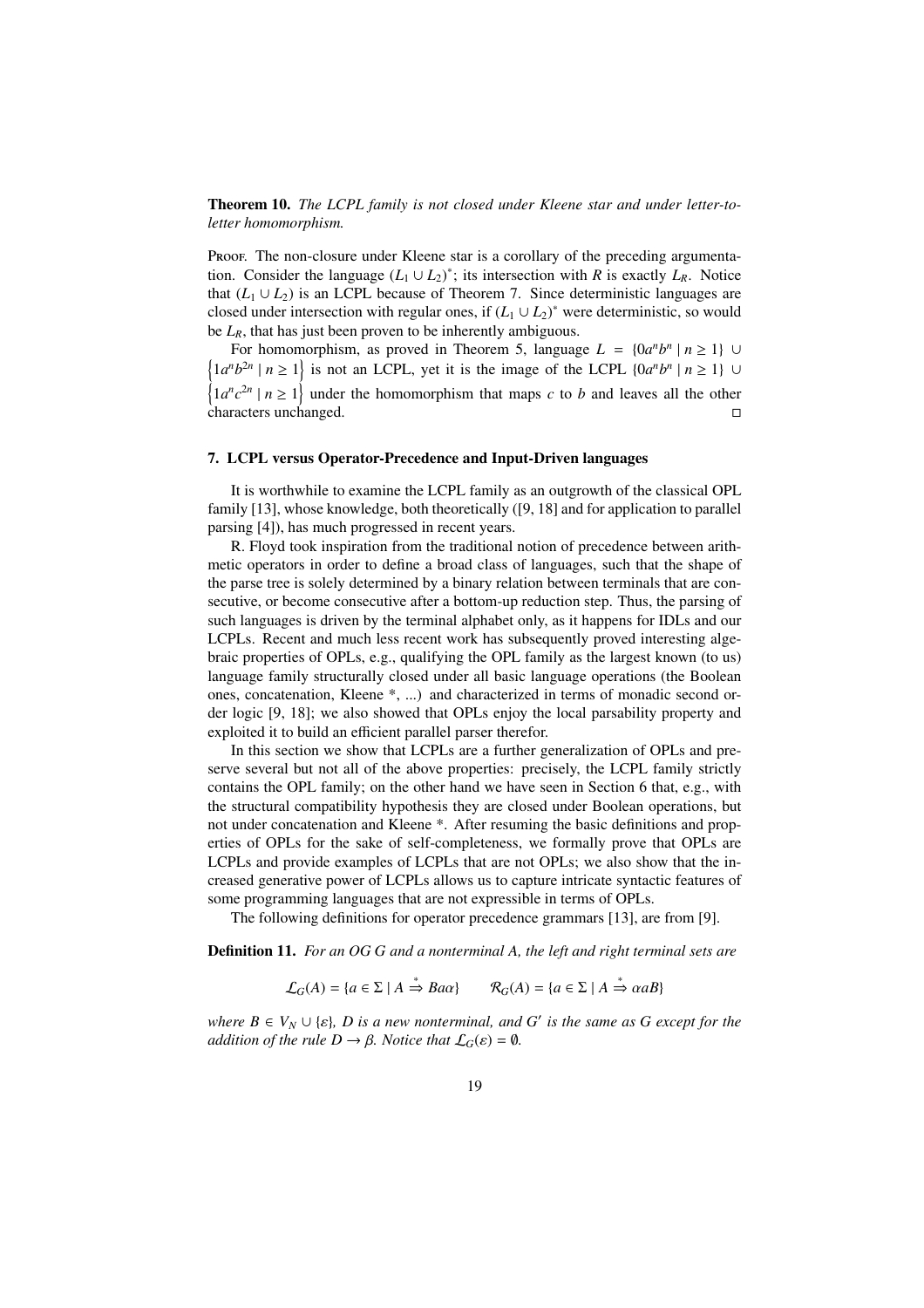**Theorem 10.** *The LCPL family is not closed under Kleene star and under letter-to-letter homomorphism.*

Proof. The non-closure under Kleene star is a corollary of the preceding argumentation. Consider the language $(L_1 \cup L_2)^*$; its intersection with $R$ is exactly $L_R$. Notice that $(L_1 \cup L_2)$ is an LCPL because of Theorem 7. Since deterministic languages are closed under intersection with regular ones, if $(L_1 \cup L_2)^*$ were deterministic, so would be $L_R$, that has just been proven to be inherently ambiguous.

For homomorphism, as proved in Theorem 5, language $L = \{0a^n b^n \mid n \geq 1\} \cup \left\{1a^n b^{2n} \mid n \geq 1\right\}$ is not an LCPL, yet it is the image of the LCPL $\{0a^n b^n \mid n \geq 1\} \cup \left\{1a^n c^{2n} \mid n \geq 1\right\}$ under the homomorphism that maps $c$ to $b$ and leaves all the other characters unchanged. $\square$

## 7. LCPL versus Operator-Precedence and Input-Driven languages

It is worthwhile to examine the LCPL family as an outgrowth of the classical OPL family [13], whose knowledge, both theoretically ([9, 18] and for application to parallel parsing [4]), has much progressed in recent years.

R. Floyd took inspiration from the traditional notion of precedence between arithmetic operators in order to define a broad class of languages, such that the shape of the parse tree is solely determined by a binary relation between terminals that are consecutive, or become consecutive after a bottom-up reduction step. Thus, the parsing of such languages is driven by the terminal alphabet only, as it happens for IDLs and our LCPLs. Recent and much less recent work has subsequently proved interesting algebraic properties of OPLs, e.g., qualifying the OPL family as the largest known (to us) language family structurally closed under all basic language operations (the Boolean ones, concatenation, Kleene *, ...) and characterized in terms of monadic second order logic [9, 18]; we also showed that OPLs enjoy the local parsability property and exploited it to build an efficient parallel parser therefor.

In this section we show that LCPLs are a further generalization of OPLs and preserve several but not all of the above properties: precisely, the LCPL family strictly contains the OPL family; on the other hand we have seen in Section 6 that, e.g., with the structural compatibility hypothesis they are closed under Boolean operations, but not under concatenation and Kleene *. After resuming the basic definitions and properties of OPLs for the sake of self-completeness, we formally prove that OPLs are LCPLs and provide examples of LCPLs that are not OPLs; we also show that the increased generative power of LCPLs allows us to capture intricate syntactic features of some programming languages that are not expressible in terms of OPLs.

The following definitions for operator precedence grammars [13], are from [9].

**Definition 11.** *For an OG $G$ and a nonterminal $A$, the left and right terminal sets are*

$$\mathcal{L}_G(A) = \{a \in \Sigma \mid A \overset{*}{\Rightarrow} Ba\alpha\} \qquad \mathcal{R}_G(A) = \{a \in \Sigma \mid A \overset{*}{\Rightarrow} \alpha a B\}$$

*where $B \in V_N \cup \{\varepsilon\}$, $D$ is a new nonterminal, and $G'$ is the same as $G$ except for the addition of the rule $D \to \beta$. Notice that $\mathcal{L}_G(\varepsilon) = \emptyset$.*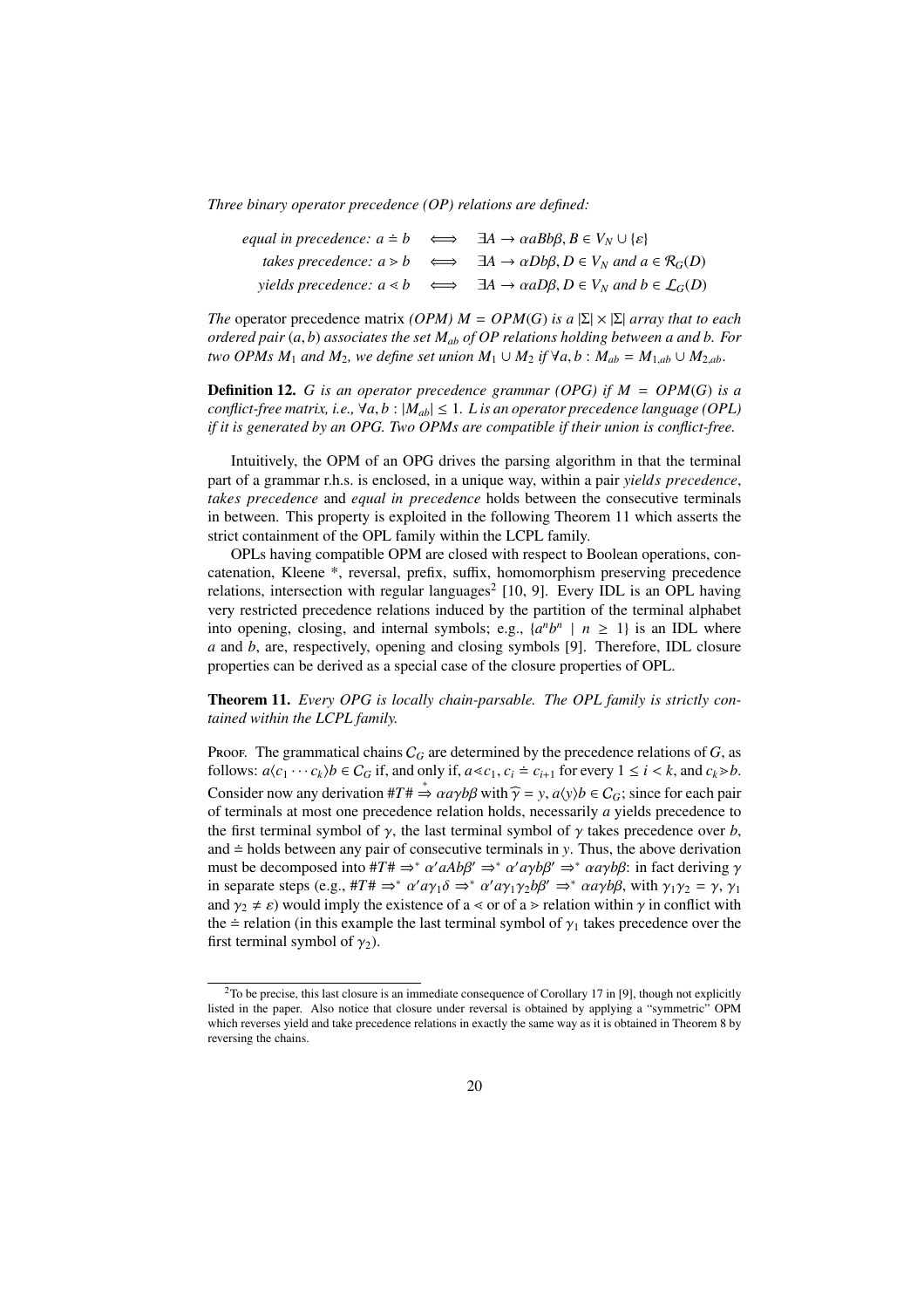*Three binary operator precedence (OP) relations are defined:*

$$
\begin{array}{rcl}
\textit{equal in precedence: } a \doteq b & \iff & \exists A \to \alpha a B b \beta, B \in V_N \cup \{\varepsilon\} \\
\textit{takes precedence: } a \gtrdot b & \iff & \exists A \to \alpha D b \beta, D \in V_N \text{ and } a \in \mathcal{R}_G(D) \\
\textit{yields precedence: } a \lessdot b & \iff & \exists A \to \alpha a D \beta, D \in V_N \text{ and } b \in \mathcal{L}_G(D)
\end{array}
$$

*The* operator precedence matrix *(OPM) $M = OPM(G)$ is a $|\Sigma| \times |\Sigma|$ array that to each ordered pair $(a, b)$ associates the set $M_{ab}$ of OP relations holding between $a$ and $b$. For two OPMs $M_1$ and $M_2$, we define set union $M_1 \cup M_2$ if $\forall a, b : M_{ab} = M_{1,ab} \cup M_{2,ab}$.*

**Definition 12.** *$G$ is an operator precedence grammar (OPG) if $M = OPM(G)$ is a conflict-free matrix, i.e., $\forall a, b : |M_{ab}| \leq 1$. $L$ is an operator precedence language (OPL) if it is generated by an OPG. Two OPMs are compatible if their union is conflict-free.*

Intuitively, the OPM of an OPG drives the parsing algorithm in that the terminal part of a grammar r.h.s. is enclosed, in a unique way, within a pair *yields precedence*, *takes precedence* and *equal in precedence* holds between the consecutive terminals in between. This property is exploited in the following Theorem 11 which asserts the strict containment of the OPL family within the LCPL family.

OPLs having compatible OPM are closed with respect to Boolean operations, concatenation, Kleene \*, reversal, prefix, suffix, homomorphism preserving precedence relations, intersection with regular languages[2] [10, 9]. Every IDL is an OPL having very restricted precedence relations induced by the partition of the terminal alphabet into opening, closing, and internal symbols; e.g., $\{a^n b^n \mid n \geq 1\}$ is an IDL where $a$ and $b$, are, respectively, opening and closing symbols [9]. Therefore, IDL closure properties can be derived as a special case of the closure properties of OPL.

**Theorem 11.** *Every OPG is locally chain-parsable. The OPL family is strictly contained within the LCPL family.*

Proof. The grammatical chains $C_G$ are determined by the precedence relations of $G$, as follows: $a\langle c_1 \cdots c_k \rangle b \in C_G$ if, and only if, $a \lessdot c_1$, $c_i \doteq c_{i+1}$ for every $1 \leq i < k$, and $c_k \gtrdot b$. Consider now any derivation $\#T\# \stackrel{*}{\Rightarrow} \alpha a \gamma b \beta$ with $\widehat{\gamma} = y$, $a\langle y \rangle b \in C_G$; since for each pair of terminals at most one precedence relation holds, necessarily $a$ yields precedence to the first terminal symbol of $\gamma$, the last terminal symbol of $\gamma$ takes precedence over $b$, and $\doteq$ holds between any pair of consecutive terminals in $y$. Thus, the above derivation must be decomposed into $\#T\# \Rightarrow^* \alpha' a A b \beta' \Rightarrow^* \alpha' a \gamma b \beta' \Rightarrow^* \alpha a \gamma b \beta$: in fact deriving $\gamma$ in separate steps (e.g., $\#T\# \Rightarrow^* \alpha' a \gamma_1 \delta \Rightarrow^* \alpha' a \gamma_1 \gamma_2 b \beta' \Rightarrow^* \alpha a \gamma b \beta$, with $\gamma_1 \gamma_2 = \gamma$, $\gamma_1$ and $\gamma_2 \neq \varepsilon$) would imply the existence of a $\lessdot$ or of a $\gtrdot$ relation within $\gamma$ in conflict with the $\doteq$ relation (in this example the last terminal symbol of $\gamma_1$ takes precedence over the first terminal symbol of $\gamma_2$).

[2] To be precise, this last closure is an immediate consequence of Corollary 17 in [9], though not explicitly listed in the paper. Also notice that closure under reversal is obtained by applying a "symmetric" OPM which reverses yield and take precedence relations in exactly the same way as it is obtained in Theorem 8 by reversing the chains.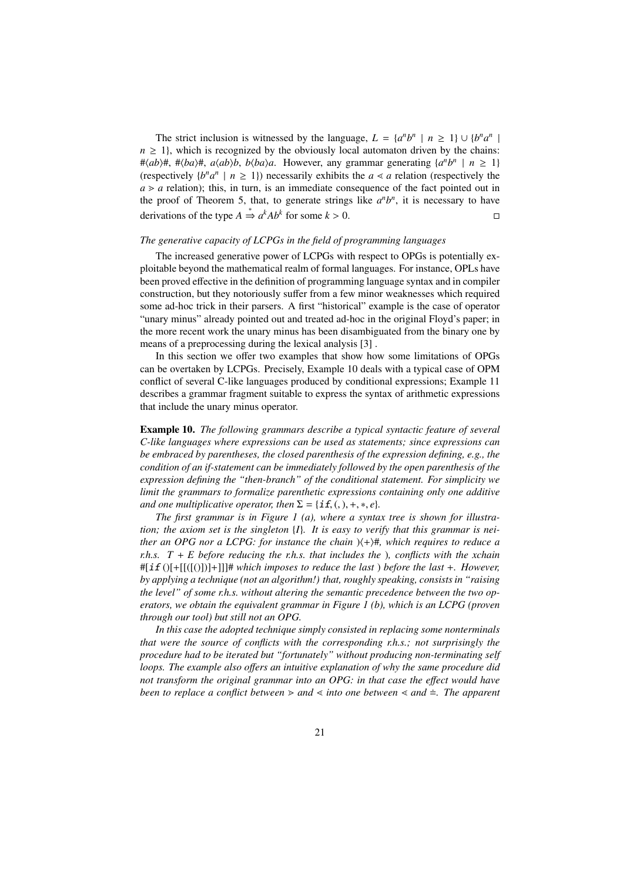The strict inclusion is witnessed by the language, $L = \{a^n b^n \mid n \geq 1\} \cup \{b^n a^n \mid n \geq 1\}$, which is recognized by the obviously local automaton driven by the chains: $\#\langle ab\rangle\#$, $\#\langle ba\rangle\#$, $a\langle ab\rangle b$, $b\langle ba\rangle a$. However, any grammar generating $\{a^n b^n \mid n \geq 1\}$ (respectively $\{b^n a^n \mid n \geq 1\}$) necessarily exhibits the $a \lessdot a$ relation (respectively the $a \gtrdot a$ relation); this, in turn, is an immediate consequence of the fact pointed out in the proof of Theorem 5, that, to generate strings like $a^n b^n$, it is necessary to have derivations of the type $A \stackrel{*}{\Rightarrow} a^k A b^k$ for some $k > 0$. □

*The generative capacity of LCPGs in the field of programming languages*

The increased generative power of LCPGs with respect to OPGs is potentially exploitable beyond the mathematical realm of formal languages. For instance, OPLs have been proved effective in the definition of programming language syntax and in compiler construction, but they notoriously suffer from a few minor weaknesses which required some ad-hoc trick in their parsers. A first "historical" example is the case of operator "unary minus" already pointed out and treated ad-hoc in the original Floyd's paper; in the more recent work the unary minus has been disambiguated from the binary one by means of a preprocessing during the lexical analysis [3] .

In this section we offer two examples that show how some limitations of OPGs can be overtaken by LCPGs. Precisely, Example 10 deals with a typical case of OPM conflict of several C-like languages produced by conditional expressions; Example 11 describes a grammar fragment suitable to express the syntax of arithmetic expressions that include the unary minus operator.

**Example 10.** *The following grammars describe a typical syntactic feature of several C-like languages where expressions can be used as statements; since expressions can be embraced by parentheses, the closed parenthesis of the expression defining, e.g., the condition of an if-statement can be immediately followed by the open parenthesis of the expression defining the "then-branch" of the conditional statement. For simplicity we limit the grammars to formalize parenthetic expressions containing only one additive and one multiplicative operator, then $\Sigma = \{\texttt{if}, (, ), +, *, e\}$.*

*The first grammar is in Figure 1 (a), where a syntax tree is shown for illustration; the axiom set is the singleton $\{I\}$. It is easy to verify that this grammar is neither an OPG nor a LCPG: for instance the chain $)\langle+\rangle\#$, which requires to reduce a r.h.s. $T + E$ before reducing the r.h.s. that includes the $)$, conflicts with the xchain $\#[\texttt{if}\,()[+[[([()])]+]]]\#$ which imposes to reduce the last $)$ before the last $+$. However, by applying a technique (not an algorithm!) that, roughly speaking, consists in "raising the level" of some r.h.s. without altering the semantic precedence between the two operators, we obtain the equivalent grammar in Figure 1 (b), which is an LCPG (proven through our tool) but still not an OPG.*

*In this case the adopted technique simply consisted in replacing some nonterminals that were the source of conflicts with the corresponding r.h.s.; not surprisingly the procedure had to be iterated but "fortunately" without producing non-terminating self loops. The example also offers an intuitive explanation of why the same procedure did not transform the original grammar into an OPG: in that case the effect would have been to replace a conflict between $\gtrdot$ and $\lessdot$ into one between $\lessdot$ and $\doteq$. The apparent*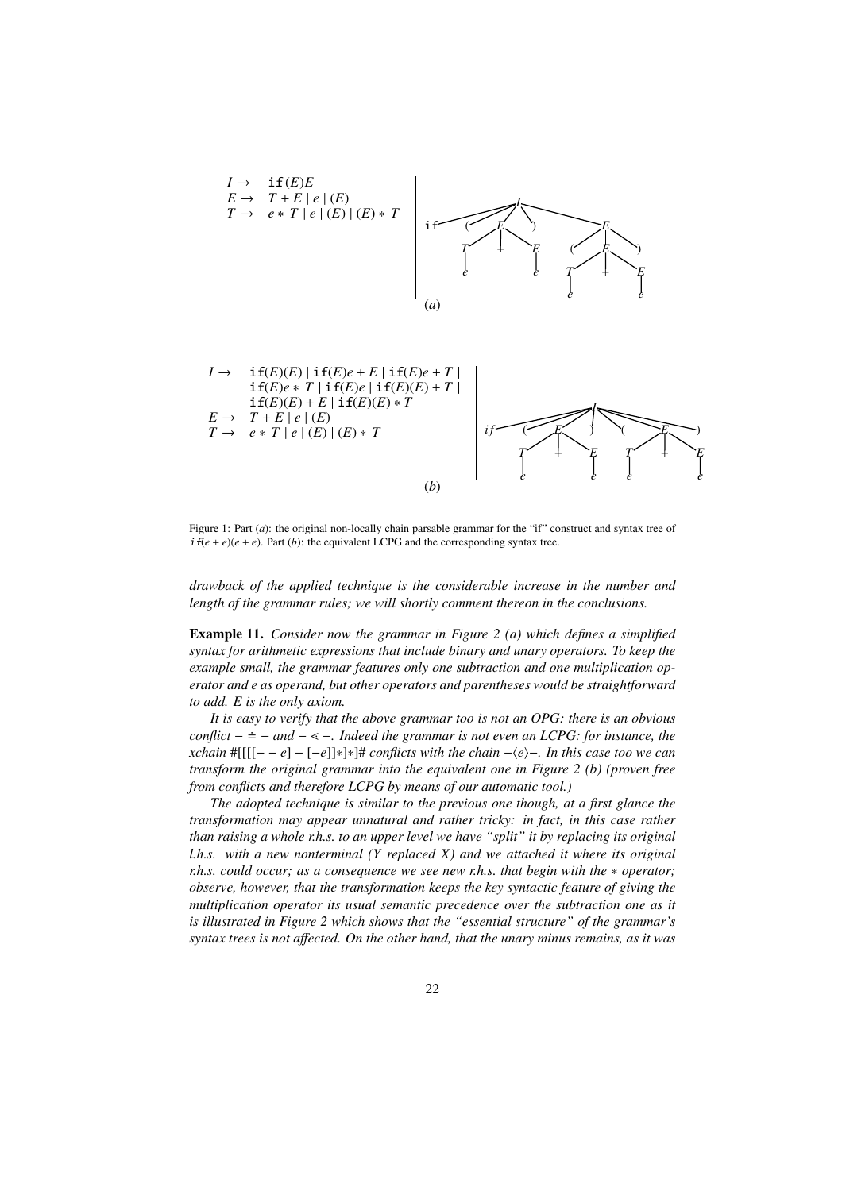$$I \to \texttt{if}(E)E$$
$$E \to T + E \mid e \mid (E)$$
$$T \to e * T \mid e \mid (E) \mid (E) * T$$

(*a*)

$$I \to \texttt{if}(E)(E) \mid \texttt{if}(E)e + E \mid \texttt{if}(E)e + T \mid \texttt{if}(E)e * T \mid \texttt{if}(E)e \mid \texttt{if}(E)(E) + T \mid \texttt{if}(E)(E) + E \mid \texttt{if}(E)(E) * T$$
$$E \to T + E \mid e \mid (E)$$
$$T \to e * T \mid e \mid (E) \mid (E) * T$$

(*b*)

Figure 1: Part (*a*): the original non-locally chain parsable grammar for the "if" construct and syntax tree of $\texttt{if}(e + e)(e + e)$. Part (*b*): the equivalent LCPG and the corresponding syntax tree.

*drawback of the applied technique is the considerable increase in the number and length of the grammar rules; we will shortly comment thereon in the conclusions.*

**Example 11.** *Consider now the grammar in Figure 2 (a) which defines a simplified syntax for arithmetic expressions that include binary and unary operators. To keep the example small, the grammar features only one subtraction and one multiplication operator and e as operand, but other operators and parentheses would be straightforward to add. E is the only axiom.*

*It is easy to verify that the above grammar too is not an OPG: there is an obvious conflict* $- \doteq -$ *and* $- \lessdot -$*. Indeed the grammar is not even an LCPG: for instance, the xchain* $\#[[[[- - e] - [-e]]*]*]\#$ *conflicts with the chain* $-\langle e \rangle -$*. In this case too we can transform the original grammar into the equivalent one in Figure 2 (b) (proven free from conflicts and therefore LCPG by means of our automatic tool.)*

*The adopted technique is similar to the previous one though, at a first glance the transformation may appear unnatural and rather tricky: in fact, in this case rather than raising a whole r.h.s. to an upper level we have "split" it by replacing its original l.h.s. with a new nonterminal (Y replaced X) and we attached it where its original r.h.s. could occur; as a consequence we see new r.h.s. that begin with the* $*$ *operator; observe, however, that the transformation keeps the key syntactic feature of giving the multiplication operator its usual semantic precedence over the subtraction one as it is illustrated in Figure 2 which shows that the "essential structure" of the grammar's syntax trees is not affected. On the other hand, that the unary minus remains, as it was*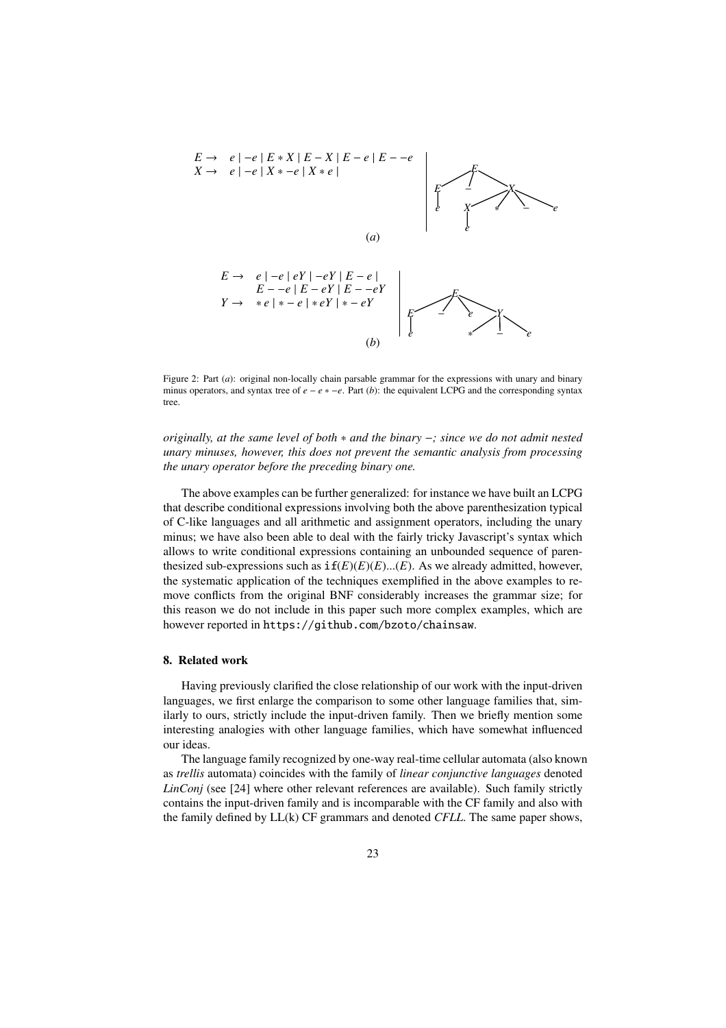$$E \to \ e \mid -e \mid E * X \mid E - X \mid E - e \mid E - -e$$
$$X \to \ e \mid -e \mid X * -e \mid X * e \mid$$

$(a)$

$$E \to \ e \mid -e \mid eY \mid -eY \mid E - e \mid$$
$$E - -e \mid E - eY \mid E - -eY$$
$$Y \to \ *e \mid * - e \mid *eY \mid * - eY$$

$(b)$

Figure 2: Part $(a)$: original non-locally chain parsable grammar for the expressions with unary and binary minus operators, and syntax tree of $e - e * -e$. Part $(b)$: the equivalent LCPG and the corresponding syntax tree.

*originally, at the same level of both $*$ and the binary $-$; since we do not admit nested unary minuses, however, this does not prevent the semantic analysis from processing the unary operator before the preceding binary one.*

The above examples can be further generalized: for instance we have built an LCPG that describe conditional expressions involving both the above parenthesization typical of C-like languages and all arithmetic and assignment operators, including the unary minus; we have also been able to deal with the fairly tricky Javascript's syntax which allows to write conditional expressions containing an unbounded sequence of parenthesized sub-expressions such as `if`$(E)(E)(E)...(E)$. As we already admitted, however, the systematic application of the techniques exemplified in the above examples to remove conflicts from the original BNF considerably increases the grammar size; for this reason we do not include in this paper such more complex examples, which are however reported in `https://github.com/bzoto/chainsaw`.

## 8. Related work

Having previously clarified the close relationship of our work with the input-driven languages, we first enlarge the comparison to some other language families that, similarly to ours, strictly include the input-driven family. Then we briefly mention some interesting analogies with other language families, which have somewhat influenced our ideas.

The language family recognized by one-way real-time cellular automata (also known as *trellis* automata) coincides with the family of *linear conjunctive languages* denoted *LinConj* (see [24] where other relevant references are available). Such family strictly contains the input-driven family and is incomparable with the CF family and also with the family defined by LL(k) CF grammars and denoted *CFLL*. The same paper shows,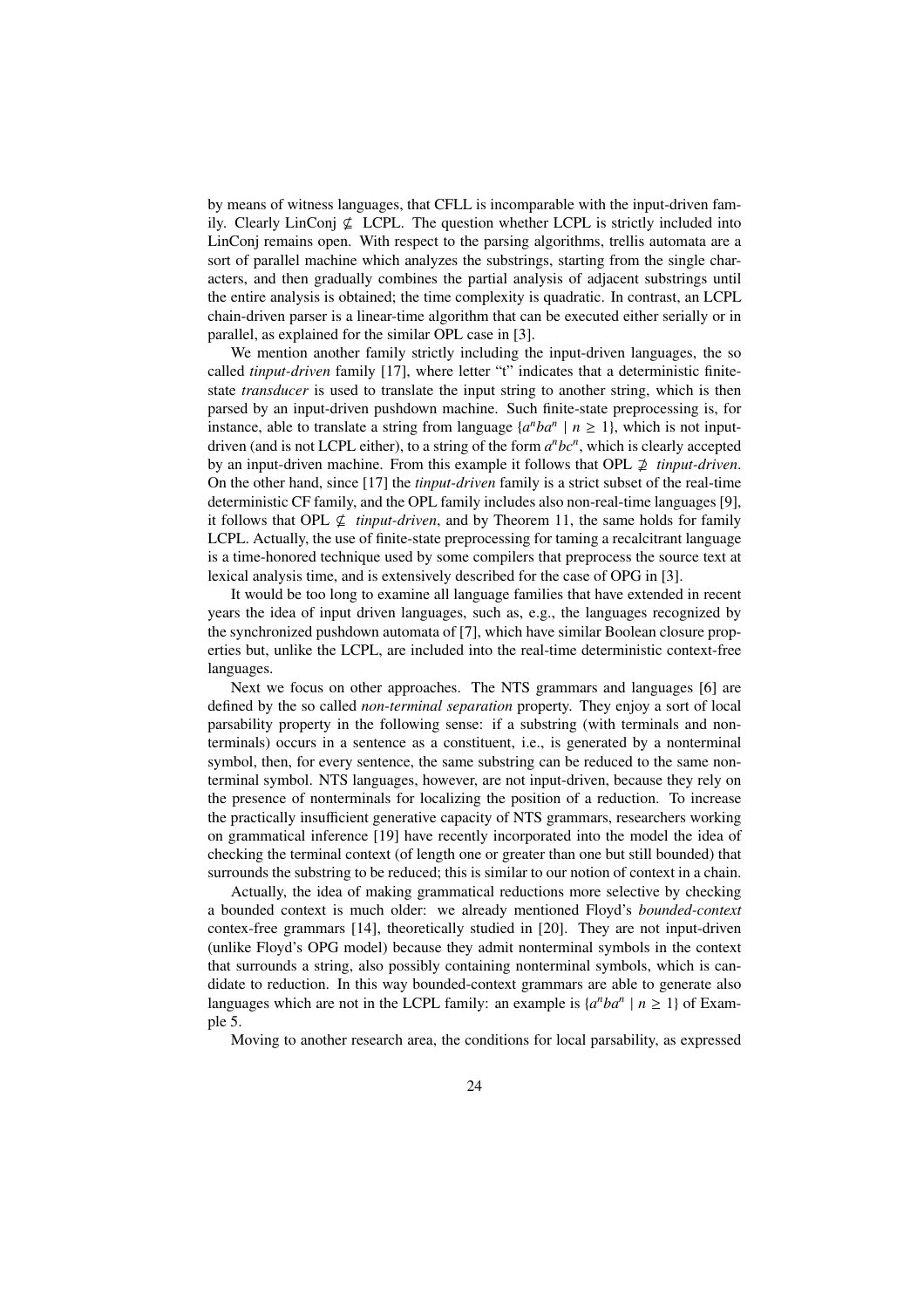by means of witness languages, that CFLL is incomparable with the input-driven family. Clearly LinConj $\not\subseteq$ LCPL. The question whether LCPL is strictly included into LinConj remains open. With respect to the parsing algorithms, trellis automata are a sort of parallel machine which analyzes the substrings, starting from the single characters, and then gradually combines the partial analysis of adjacent substrings until the entire analysis is obtained; the time complexity is quadratic. In contrast, an LCPL chain-driven parser is a linear-time algorithm that can be executed either serially or in parallel, as explained for the similar OPL case in [3].

We mention another family strictly including the input-driven languages, the so called *tinput-driven* family [17], where letter "t" indicates that a deterministic finite-state *transducer* is used to translate the input string to another string, which is then parsed by an input-driven pushdown machine. Such finite-state preprocessing is, for instance, able to translate a string from language $\{a^n b a^n \mid n \geq 1\}$, which is not input-driven (and is not LCPL either), to a string of the form $a^n b c^n$, which is clearly accepted by an input-driven machine. From this example it follows that OPL $\not\supseteq$ *tinput-driven*. On the other hand, since [17] the *tinput-driven* family is a strict subset of the real-time deterministic CF family, and the OPL family includes also non-real-time languages [9], it follows that OPL $\not\subseteq$ *tinput-driven*, and by Theorem 11, the same holds for family LCPL. Actually, the use of finite-state preprocessing for taming a recalcitrant language is a time-honored technique used by some compilers that preprocess the source text at lexical analysis time, and is extensively described for the case of OPG in [3].

It would be too long to examine all language families that have extended in recent years the idea of input driven languages, such as, e.g., the languages recognized by the synchronized pushdown automata of [7], which have similar Boolean closure properties but, unlike the LCPL, are included into the real-time deterministic context-free languages.

Next we focus on other approaches. The NTS grammars and languages [6] are defined by the so called *non-terminal separation* property. They enjoy a sort of local parsability property in the following sense: if a substring (with terminals and nonterminals) occurs in a sentence as a constituent, i.e., is generated by a nonterminal symbol, then, for every sentence, the same substring can be reduced to the same nonterminal symbol. NTS languages, however, are not input-driven, because they rely on the presence of nonterminals for localizing the position of a reduction. To increase the practically insufficient generative capacity of NTS grammars, researchers working on grammatical inference [19] have recently incorporated into the model the idea of checking the terminal context (of length one or greater than one but still bounded) that surrounds the substring to be reduced; this is similar to our notion of context in a chain.

Actually, the idea of making grammatical reductions more selective by checking a bounded context is much older: we already mentioned Floyd's *bounded-context* contex-free grammars [14], theoretically studied in [20]. They are not input-driven (unlike Floyd's OPG model) because they admit nonterminal symbols in the context that surrounds a string, also possibly containing nonterminal symbols, which is candidate to reduction. In this way bounded-context grammars are able to generate also languages which are not in the LCPL family: an example is $\{a^n b a^n \mid n \geq 1\}$ of Example 5.

Moving to another research area, the conditions for local parsability, as expressed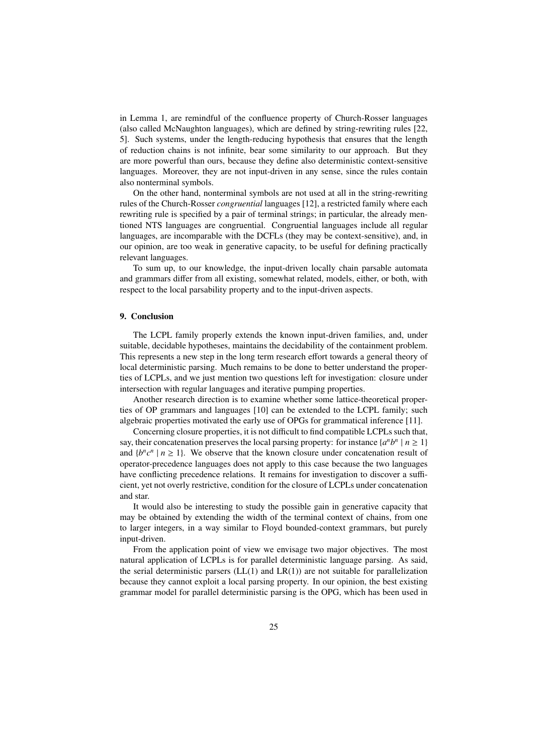in Lemma 1, are remindful of the confluence property of Church-Rosser languages (also called McNaughton languages), which are defined by string-rewriting rules [22, 5]. Such systems, under the length-reducing hypothesis that ensures that the length of reduction chains is not infinite, bear some similarity to our approach. But they are more powerful than ours, because they define also deterministic context-sensitive languages. Moreover, they are not input-driven in any sense, since the rules contain also nonterminal symbols.

On the other hand, nonterminal symbols are not used at all in the string-rewriting rules of the Church-Rosser *congruential* languages [12], a restricted family where each rewriting rule is specified by a pair of terminal strings; in particular, the already mentioned NTS languages are congruential. Congruential languages include all regular languages, are incomparable with the DCFLs (they may be context-sensitive), and, in our opinion, are too weak in generative capacity, to be useful for defining practically relevant languages.

To sum up, to our knowledge, the input-driven locally chain parsable automata and grammars differ from all existing, somewhat related, models, either, or both, with respect to the local parsability property and to the input-driven aspects.

## 9. Conclusion

The LCPL family properly extends the known input-driven families, and, under suitable, decidable hypotheses, maintains the decidability of the containment problem. This represents a new step in the long term research effort towards a general theory of local deterministic parsing. Much remains to be done to better understand the properties of LCPLs, and we just mention two questions left for investigation: closure under intersection with regular languages and iterative pumping properties.

Another research direction is to examine whether some lattice-theoretical properties of OP grammars and languages [10] can be extended to the LCPL family; such algebraic properties motivated the early use of OPGs for grammatical inference [11].

Concerning closure properties, it is not difficult to find compatible LCPLs such that, say, their concatenation preserves the local parsing property: for instance $\{a^n b^n \mid n \geq 1\}$ and $\{b^n c^n \mid n \geq 1\}$. We observe that the known closure under concatenation result of operator-precedence languages does not apply to this case because the two languages have conflicting precedence relations. It remains for investigation to discover a sufficient, yet not overly restrictive, condition for the closure of LCPLs under concatenation and star.

It would also be interesting to study the possible gain in generative capacity that may be obtained by extending the width of the terminal context of chains, from one to larger integers, in a way similar to Floyd bounded-context grammars, but purely input-driven.

From the application point of view we envisage two major objectives. The most natural application of LCPLs is for parallel deterministic language parsing. As said, the serial deterministic parsers (LL(1) and LR(1)) are not suitable for parallelization because they cannot exploit a local parsing property. In our opinion, the best existing grammar model for parallel deterministic parsing is the OPG, which has been used in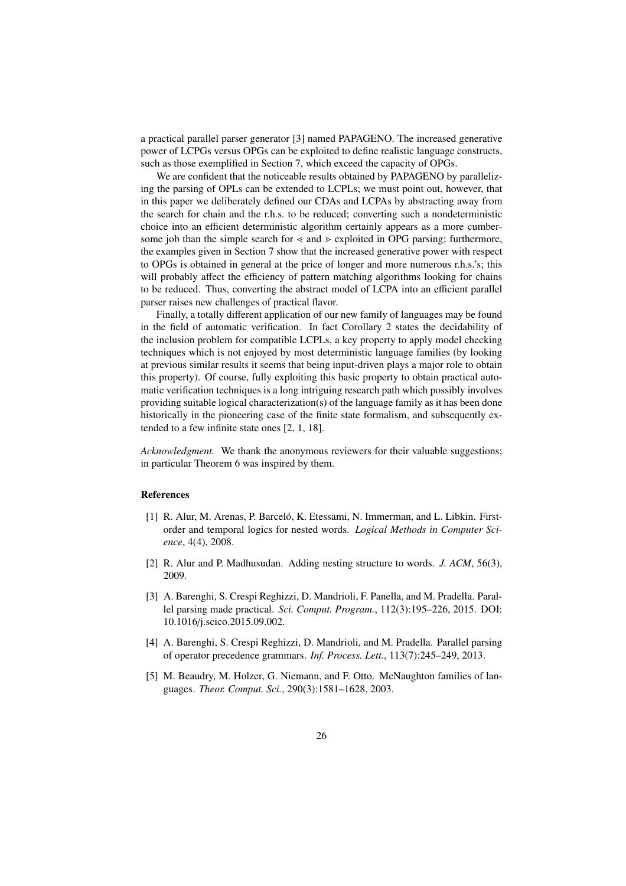a practical parallel parser generator [3] named PAPAGENO. The increased generative power of LCPGs versus OPGs can be exploited to define realistic language constructs, such as those exemplified in Section 7, which exceed the capacity of OPGs.

We are confident that the noticeable results obtained by PAPAGENO by parallelizing the parsing of OPLs can be extended to LCPLs; we must point out, however, that in this paper we deliberately defined our CDAs and LCPAs by abstracting away from the search for chain and the r.h.s. to be reduced; converting such a nondeterministic choice into an efficient deterministic algorithm certainly appears as a more cumbersome job than the simple search for $\lessdot$ and $\gtrdot$ exploited in OPG parsing; furthermore, the examples given in Section 7 show that the increased generative power with respect to OPGs is obtained in general at the price of longer and more numerous r.h.s.'s; this will probably affect the efficiency of pattern matching algorithms looking for chains to be reduced. Thus, converting the abstract model of LCPA into an efficient parallel parser raises new challenges of practical flavor.

Finally, a totally different application of our new family of languages may be found in the field of automatic verification. In fact Corollary 2 states the decidability of the inclusion problem for compatible LCPLs, a key property to apply model checking techniques which is not enjoyed by most deterministic language families (by looking at previous similar results it seems that being input-driven plays a major role to obtain this property). Of course, fully exploiting this basic property to obtain practical automatic verification techniques is a long intriguing research path which possibly involves providing suitable logical characterization(s) of the language family as it has been done historically in the pioneering case of the finite state formalism, and subsequently extended to a few infinite state ones [2, 1, 18].

*Acknowledgment.* We thank the anonymous reviewers for their valuable suggestions; in particular Theorem 6 was inspired by them.

## References

[1] R. Alur, M. Arenas, P. Barceló, K. Etessami, N. Immerman, and L. Libkin. First-order and temporal logics for nested words. *Logical Methods in Computer Science*, 4(4), 2008.

[2] R. Alur and P. Madhusudan. Adding nesting structure to words. *J. ACM*, 56(3), 2009.

[3] A. Barenghi, S. Crespi Reghizzi, D. Mandrioli, F. Panella, and M. Pradella. Parallel parsing made practical. *Sci. Comput. Program.*, 112(3):195–226, 2015. DOI: 10.1016/j.scico.2015.09.002.

[4] A. Barenghi, S. Crespi Reghizzi, D. Mandrioli, and M. Pradella. Parallel parsing of operator precedence grammars. *Inf. Process. Lett.*, 113(7):245–249, 2013.

[5] M. Beaudry, M. Holzer, G. Niemann, and F. Otto. McNaughton families of languages. *Theor. Comput. Sci.*, 290(3):1581–1628, 2003.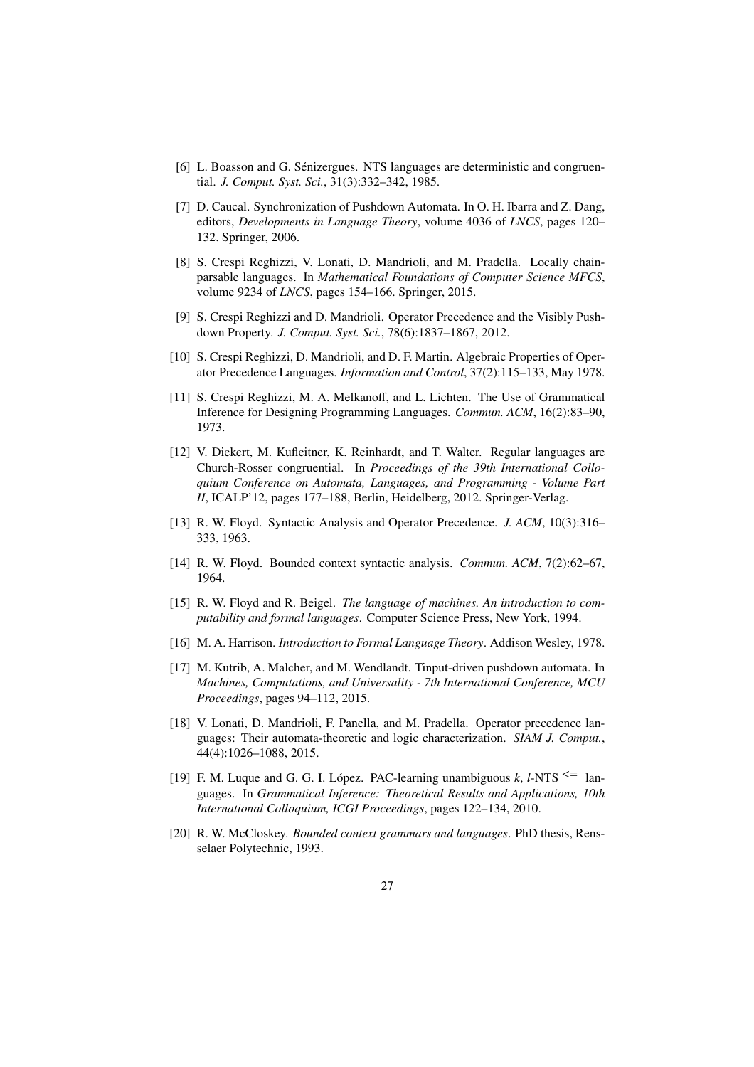[6] L. Boasson and G. Sénizergues. NTS languages are deterministic and congruential. *J. Comput. Syst. Sci.*, 31(3):332–342, 1985.

[7] D. Caucal. Synchronization of Pushdown Automata. In O. H. Ibarra and Z. Dang, editors, *Developments in Language Theory*, volume 4036 of *LNCS*, pages 120–132. Springer, 2006.

[8] S. Crespi Reghizzi, V. Lonati, D. Mandrioli, and M. Pradella. Locally chain-parsable languages. In *Mathematical Foundations of Computer Science MFCS*, volume 9234 of *LNCS*, pages 154–166. Springer, 2015.

[9] S. Crespi Reghizzi and D. Mandrioli. Operator Precedence and the Visibly Pushdown Property. *J. Comput. Syst. Sci.*, 78(6):1837–1867, 2012.

[10] S. Crespi Reghizzi, D. Mandrioli, and D. F. Martin. Algebraic Properties of Operator Precedence Languages. *Information and Control*, 37(2):115–133, May 1978.

[11] S. Crespi Reghizzi, M. A. Melkanoff, and L. Lichten. The Use of Grammatical Inference for Designing Programming Languages. *Commun. ACM*, 16(2):83–90, 1973.

[12] V. Diekert, M. Kufleitner, K. Reinhardt, and T. Walter. Regular languages are Church-Rosser congruential. In *Proceedings of the 39th International Colloquium Conference on Automata, Languages, and Programming - Volume Part II*, ICALP'12, pages 177–188, Berlin, Heidelberg, 2012. Springer-Verlag.

[13] R. W. Floyd. Syntactic Analysis and Operator Precedence. *J. ACM*, 10(3):316–333, 1963.

[14] R. W. Floyd. Bounded context syntactic analysis. *Commun. ACM*, 7(2):62–67, 1964.

[15] R. W. Floyd and R. Beigel. *The language of machines. An introduction to computability and formal languages*. Computer Science Press, New York, 1994.

[16] M. A. Harrison. *Introduction to Formal Language Theory*. Addison Wesley, 1978.

[17] M. Kutrib, A. Malcher, and M. Wendlandt. Tinput-driven pushdown automata. In *Machines, Computations, and Universality - 7th International Conference, MCU Proceedings*, pages 94–112, 2015.

[18] V. Lonati, D. Mandrioli, F. Panella, and M. Pradella. Operator precedence languages: Their automata-theoretic and logic characterization. *SIAM J. Comput.*, 44(4):1026–1088, 2015.

[19] F. M. Luque and G. G. I. López. PAC-learning unambiguous $k$, $l$-NTS $^{<=}$ languages. In *Grammatical Inference: Theoretical Results and Applications, 10th International Colloquium, ICGI Proceedings*, pages 122–134, 2010.

[20] R. W. McCloskey. *Bounded context grammars and languages*. PhD thesis, Rensselaer Polytechnic, 1993.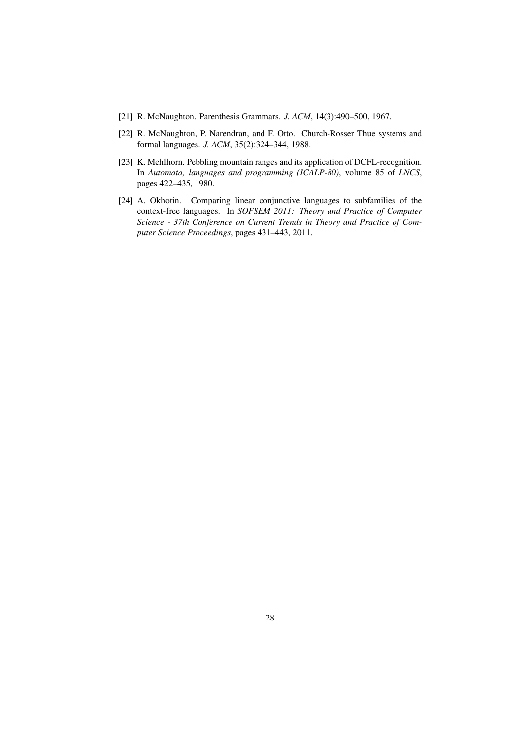[21] R. McNaughton. Parenthesis Grammars. *J. ACM*, 14(3):490–500, 1967.

[22] R. McNaughton, P. Narendran, and F. Otto. Church-Rosser Thue systems and formal languages. *J. ACM*, 35(2):324–344, 1988.

[23] K. Mehlhorn. Pebbling mountain ranges and its application of DCFL-recognition. In *Automata, languages and programming (ICALP-80)*, volume 85 of *LNCS*, pages 422–435, 1980.

[24] A. Okhotin. Comparing linear conjunctive languages to subfamilies of the context-free languages. In *SOFSEM 2011: Theory and Practice of Computer Science - 37th Conference on Current Trends in Theory and Practice of Computer Science Proceedings*, pages 431–443, 2011.